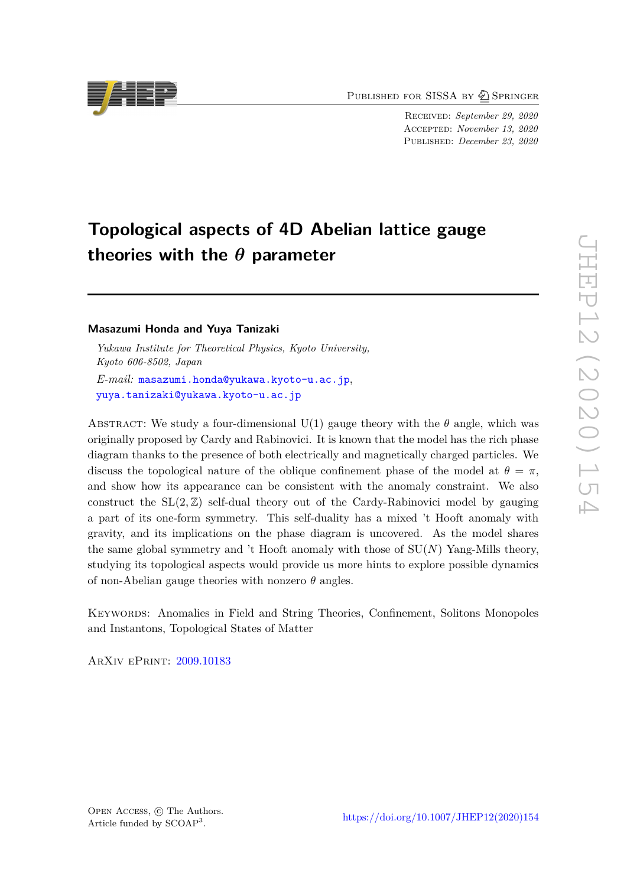# Topological aspects of 4D Abelian lattice gauge theories with the $\theta$ parameter

**Masazumi Honda and Yuya Tanizaki**

*Yukawa Institute for Theoretical Physics, Kyoto University, Kyoto 606-8502, Japan*

*E-mail:* masazumi.honda@yukawa.kyoto-u.ac.jp, yuya.tanizaki@yukawa.kyoto-u.ac.jp

Abstract: We study a four-dimensional U(1) gauge theory with the $\theta$ angle, which was originally proposed by Cardy and Rabinovici. It is known that the model has the rich phase diagram thanks to the presence of both electrically and magnetically charged particles. We discuss the topological nature of the oblique confinement phase of the model at $\theta = \pi$, and show how its appearance can be consistent with the anomaly constraint. We also construct the $SL(2, \mathbb{Z})$ self-dual theory out of the Cardy-Rabinovici model by gauging a part of its one-form symmetry. This self-duality has a mixed 't Hooft anomaly with gravity, and its implications on the phase diagram is uncovered. As the model shares the same global symmetry and 't Hooft anomaly with those of SU($N$) Yang-Mills theory, studying its topological aspects would provide us more hints to explore possible dynamics of non-Abelian gauge theories with nonzero $\theta$ angles.

Keywords: Anomalies in Field and String Theories, Confinement, Solitons Monopoles and Instantons, Topological States of Matter

ArXiv ePrint: 2009.10183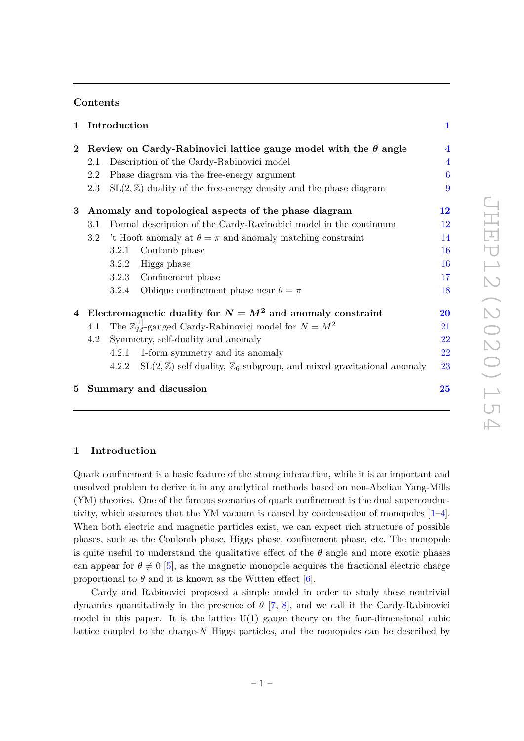## Contents

| | | |
|---|---|---|
| **1** | **Introduction** | **1** |
| **2** | **Review on Cardy-Rabinovici lattice gauge model with the $\theta$ angle** | **4** |
| | 2.1 Description of the Cardy-Rabinovici model | 4 |
| | 2.2 Phase diagram via the free-energy argument | 6 |
| | 2.3 $\mathrm{SL}(2,\mathbb{Z})$ duality of the free-energy density and the phase diagram | 9 |
| **3** | **Anomaly and topological aspects of the phase diagram** | **12** |
| | 3.1 Formal description of the Cardy-Ravinobici model in the continuum | 12 |
| | 3.2 't Hooft anomaly at $\theta = \pi$ and anomaly matching constraint | 14 |
| | 3.2.1 Coulomb phase | 16 |
| | 3.2.2 Higgs phase | 16 |
| | 3.2.3 Confinement phase | 17 |
| | 3.2.4 Oblique confinement phase near $\theta = \pi$ | 18 |
| **4** | **Electromagnetic duality for $N = M^2$ and anomaly constraint** | **20** |
| | 4.1 The $\mathbb{Z}_M^{[1]}$-gauged Cardy-Rabinovici model for $N = M^2$ | 21 |
| | 4.2 Symmetry, self-duality and anomaly | 22 |
| | 4.2.1 1-form symmetry and its anomaly | 22 |
| | 4.2.2 $\mathrm{SL}(2,\mathbb{Z})$ self duality, $\mathbb{Z}_6$ subgroup, and mixed gravitational anomaly | 23 |
| **5** | **Summary and discussion** | **25** |

## 1 Introduction

Quark confinement is a basic feature of the strong interaction, while it is an important and unsolved problem to derive it in any analytical methods based on non-Abelian Yang-Mills (YM) theories. One of the famous scenarios of quark confinement is the dual superconductivity, which assumes that the YM vacuum is caused by condensation of monopoles [1–4]. When both electric and magnetic particles exist, we can expect rich structure of possible phases, such as the Coulomb phase, Higgs phase, confinement phase, etc. The monopole is quite useful to understand the qualitative effect of the $\theta$ angle and more exotic phases can appear for $\theta \neq 0$ [5], as the magnetic monopole acquires the fractional electric charge proportional to $\theta$ and it is known as the Witten effect [6].

Cardy and Rabinovici proposed a simple model in order to study these nontrivial dynamics quantitatively in the presence of $\theta$ [7, 8], and we call it the Cardy-Rabinovici model in this paper. It is the lattice U(1) gauge theory on the four-dimensional cubic lattice coupled to the charge-$N$ Higgs particles, and the monopoles can be described by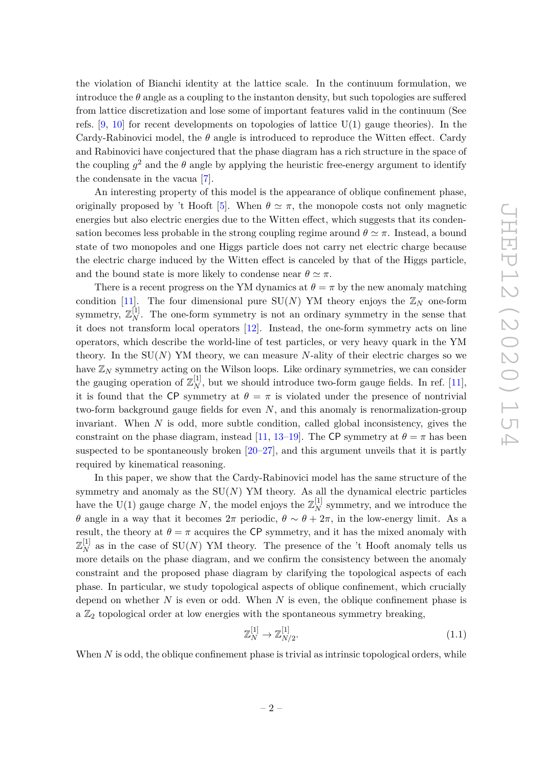the violation of Bianchi identity at the lattice scale. In the continuum formulation, we introduce the $\theta$ angle as a coupling to the instanton density, but such topologies are suffered from lattice discretization and lose some of important features valid in the continuum (See refs. [9, 10] for recent developments on topologies of lattice U(1) gauge theories). In the Cardy-Rabinovici model, the $\theta$ angle is introduced to reproduce the Witten effect. Cardy and Rabinovici have conjectured that the phase diagram has a rich structure in the space of the coupling $g^2$ and the $\theta$ angle by applying the heuristic free-energy argument to identify the condensate in the vacua [7].

An interesting property of this model is the appearance of oblique confinement phase, originally proposed by 't Hooft [5]. When $\theta \simeq \pi$, the monopole costs not only magnetic energies but also electric energies due to the Witten effect, which suggests that its condensation becomes less probable in the strong coupling regime around $\theta \simeq \pi$. Instead, a bound state of two monopoles and one Higgs particle does not carry net electric charge because the electric charge induced by the Witten effect is canceled by that of the Higgs particle, and the bound state is more likely to condense near $\theta \simeq \pi$.

There is a recent progress on the YM dynamics at $\theta = \pi$ by the new anomaly matching condition [11]. The four dimensional pure SU($N$) YM theory enjoys the $\mathbb{Z}_N$ one-form symmetry, $\mathbb{Z}_N^{[1]}$. The one-form symmetry is not an ordinary symmetry in the sense that it does not transform local operators [12]. Instead, the one-form symmetry acts on line operators, which describe the world-line of test particles, or very heavy quark in the YM theory. In the SU($N$) YM theory, we can measure $N$-ality of their electric charges so we have $\mathbb{Z}_N$ symmetry acting on the Wilson loops. Like ordinary symmetries, we can consider the gauging operation of $\mathbb{Z}_N^{[1]}$, but we should introduce two-form gauge fields. In ref. [11], it is found that the CP symmetry at $\theta = \pi$ is violated under the presence of nontrivial two-form background gauge fields for even $N$, and this anomaly is renormalization-group invariant. When $N$ is odd, more subtle condition, called global inconsistency, gives the constraint on the phase diagram, instead [11, 13–19]. The CP symmetry at $\theta = \pi$ has been suspected to be spontaneously broken [20–27], and this argument unveils that it is partly required by kinematical reasoning.

In this paper, we show that the Cardy-Rabinovici model has the same structure of the symmetry and anomaly as the SU($N$) YM theory. As all the dynamical electric particles have the U(1) gauge charge $N$, the model enjoys the $\mathbb{Z}_N^{[1]}$ symmetry, and we introduce the $\theta$ angle in a way that it becomes $2\pi$ periodic, $\theta \sim \theta + 2\pi$, in the low-energy limit. As a result, the theory at $\theta = \pi$ acquires the CP symmetry, and it has the mixed anomaly with $\mathbb{Z}_N^{[1]}$ as in the case of SU($N$) YM theory. The presence of the 't Hooft anomaly tells us more details on the phase diagram, and we confirm the consistency between the anomaly constraint and the proposed phase diagram by clarifying the topological aspects of each phase. In particular, we study topological aspects of oblique confinement, which crucially depend on whether $N$ is even or odd. When $N$ is even, the oblique confinement phase is a $\mathbb{Z}_2$ topological order at low energies with the spontaneous symmetry breaking,

$$\mathbb{Z}_N^{[1]} \to \mathbb{Z}_{N/2}^{[1]}. \tag{1.1}$$

When $N$ is odd, the oblique confinement phase is trivial as intrinsic topological orders, while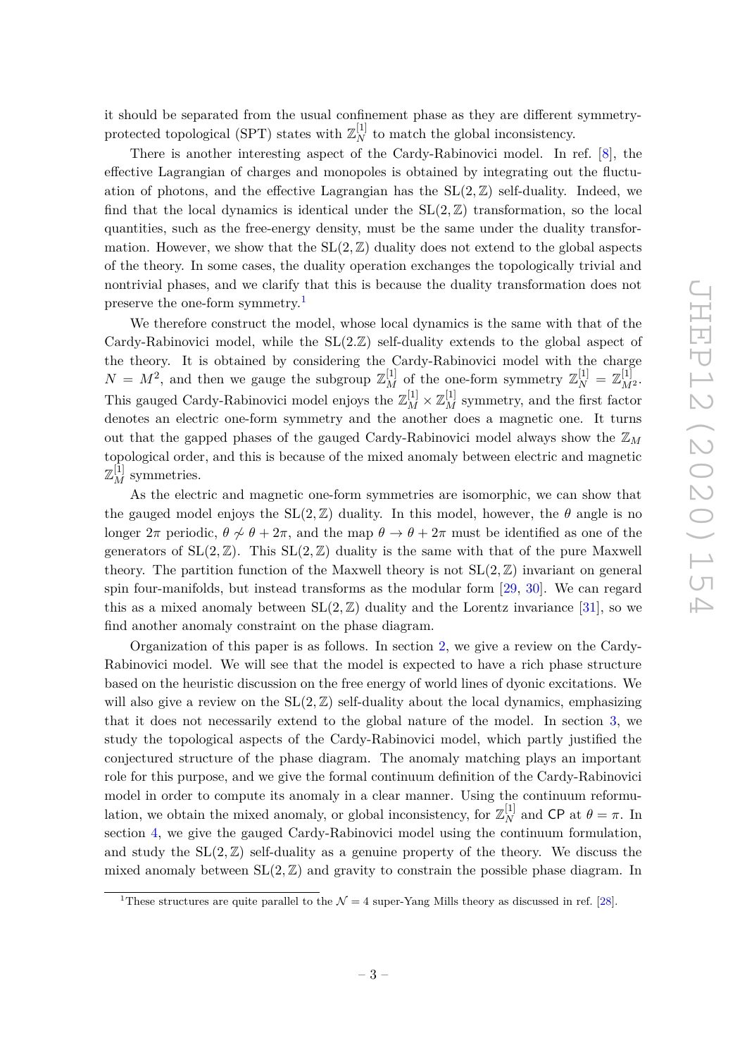it should be separated from the usual confinement phase as they are different symmetry-protected topological (SPT) states with $\mathbb{Z}_N^{[1]}$ to match the global inconsistency.

There is another interesting aspect of the Cardy-Rabinovici model. In ref. [8], the effective Lagrangian of charges and monopoles is obtained by integrating out the fluctuation of photons, and the effective Lagrangian has the $\mathrm{SL}(2,\mathbb{Z})$ self-duality. Indeed, we find that the local dynamics is identical under the $\mathrm{SL}(2,\mathbb{Z})$ transformation, so the local quantities, such as the free-energy density, must be the same under the duality transformation. However, we show that the $\mathrm{SL}(2,\mathbb{Z})$ duality does not extend to the global aspects of the theory. In some cases, the duality operation exchanges the topologically trivial and nontrivial phases, and we clarify that this is because the duality transformation does not preserve the one-form symmetry.[1]

We therefore construct the model, whose local dynamics is the same with that of the Cardy-Rabinovici model, while the $\mathrm{SL}(2.\mathbb{Z})$ self-duality extends to the global aspect of the theory. It is obtained by considering the Cardy-Rabinovici model with the charge $N = M^2$, and then we gauge the subgroup $\mathbb{Z}_M^{[1]}$ of the one-form symmetry $\mathbb{Z}_N^{[1]} = \mathbb{Z}_{M^2}^{[1]}$. This gauged Cardy-Rabinovici model enjoys the $\mathbb{Z}_M^{[1]} \times \mathbb{Z}_M^{[1]}$ symmetry, and the first factor denotes an electric one-form symmetry and the another does a magnetic one. It turns out that the gapped phases of the gauged Cardy-Rabinovici model always show the $\mathbb{Z}_M$ topological order, and this is because of the mixed anomaly between electric and magnetic $\mathbb{Z}_M^{[1]}$ symmetries.

As the electric and magnetic one-form symmetries are isomorphic, we can show that the gauged model enjoys the $\mathrm{SL}(2,\mathbb{Z})$ duality. In this model, however, the $\theta$ angle is no longer $2\pi$ periodic, $\theta \not\sim \theta + 2\pi$, and the map $\theta \to \theta + 2\pi$ must be identified as one of the generators of $\mathrm{SL}(2,\mathbb{Z})$. This $\mathrm{SL}(2,\mathbb{Z})$ duality is the same with that of the pure Maxwell theory. The partition function of the Maxwell theory is not $\mathrm{SL}(2,\mathbb{Z})$ invariant on general spin four-manifolds, but instead transforms as the modular form [29, 30]. We can regard this as a mixed anomaly between $\mathrm{SL}(2,\mathbb{Z})$ duality and the Lorentz invariance [31], so we find another anomaly constraint on the phase diagram.

Organization of this paper is as follows. In section 2, we give a review on the Cardy-Rabinovici model. We will see that the model is expected to have a rich phase structure based on the heuristic discussion on the free energy of world lines of dyonic excitations. We will also give a review on the $\mathrm{SL}(2,\mathbb{Z})$ self-duality about the local dynamics, emphasizing that it does not necessarily extend to the global nature of the model. In section 3, we study the topological aspects of the Cardy-Rabinovici model, which partly justified the conjectured structure of the phase diagram. The anomaly matching plays an important role for this purpose, and we give the formal continuum definition of the Cardy-Rabinovici model in order to compute its anomaly in a clear manner. Using the continuum reformulation, we obtain the mixed anomaly, or global inconsistency, for $\mathbb{Z}_N^{[1]}$ and $\mathsf{CP}$ at $\theta = \pi$. In section 4, we give the gauged Cardy-Rabinovici model using the continuum formulation, and study the $\mathrm{SL}(2,\mathbb{Z})$ self-duality as a genuine property of the theory. We discuss the mixed anomaly between $\mathrm{SL}(2,\mathbb{Z})$ and gravity to constrain the possible phase diagram. In

[1] These structures are quite parallel to the $\mathcal{N} = 4$ super-Yang Mills theory as discussed in ref. [28].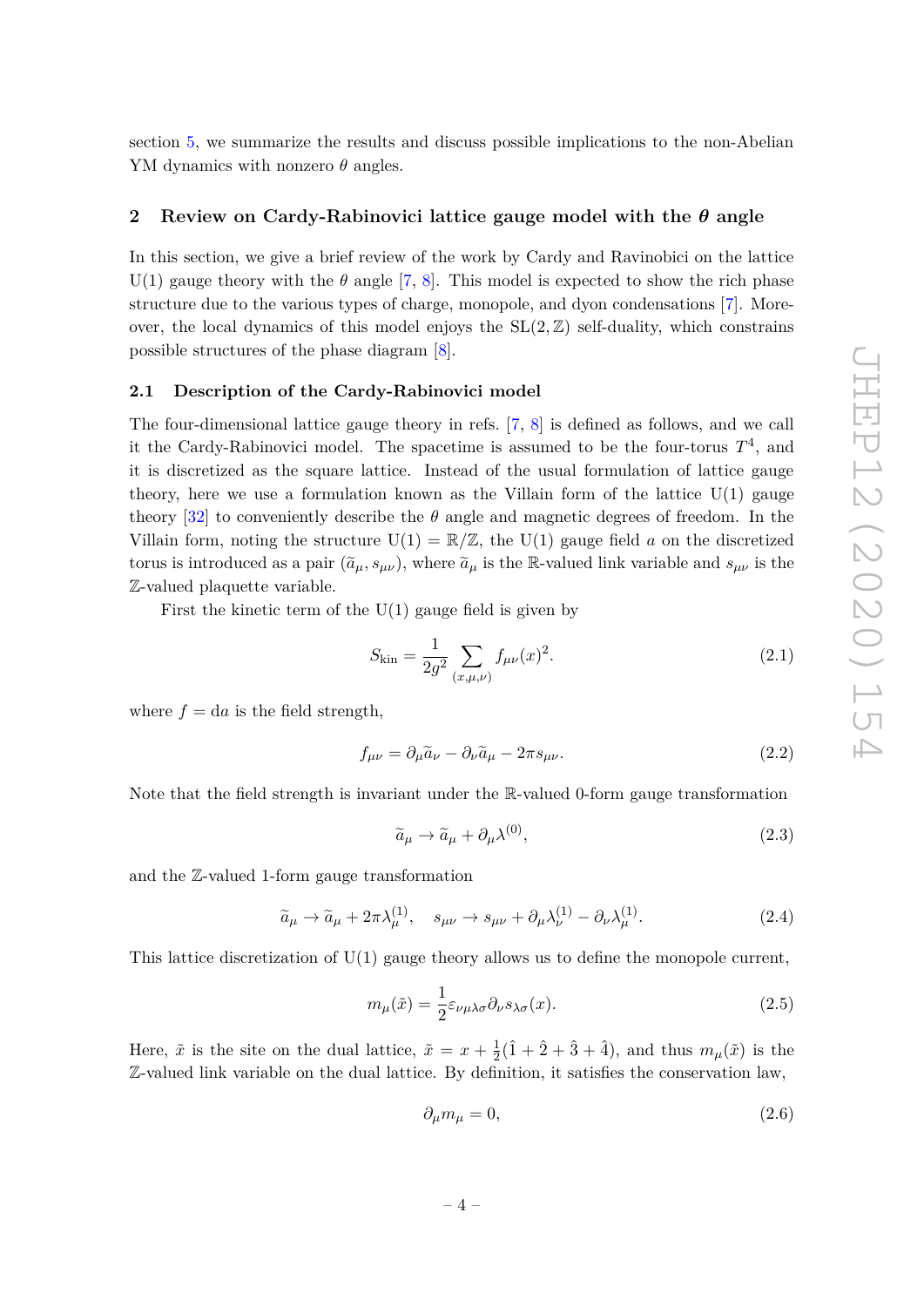section 5, we summarize the results and discuss possible implications to the non-Abelian YM dynamics with nonzero $\theta$ angles.

## 2 Review on Cardy-Rabinovici lattice gauge model with the $\theta$ angle

In this section, we give a brief review of the work by Cardy and Ravinobici on the lattice U(1) gauge theory with the $\theta$ angle [7, 8]. This model is expected to show the rich phase structure due to the various types of charge, monopole, and dyon condensations [7]. Moreover, the local dynamics of this model enjoys the $\mathrm{SL}(2,\mathbb{Z})$ self-duality, which constrains possible structures of the phase diagram [8].

### 2.1 Description of the Cardy-Rabinovici model

The four-dimensional lattice gauge theory in refs. [7, 8] is defined as follows, and we call it the Cardy-Rabinovici model. The spacetime is assumed to be the four-torus $T^4$, and it is discretized as the square lattice. Instead of the usual formulation of lattice gauge theory, here we use a formulation known as the Villain form of the lattice U(1) gauge theory [32] to conveniently describe the $\theta$ angle and magnetic degrees of freedom. In the Villain form, noting the structure $\mathrm{U}(1) = \mathbb{R}/\mathbb{Z}$, the U(1) gauge field $a$ on the discretized torus is introduced as a pair $(\widetilde{a}_\mu, s_{\mu\nu})$, where $\widetilde{a}_\mu$ is the $\mathbb{R}$-valued link variable and $s_{\mu\nu}$ is the $\mathbb{Z}$-valued plaquette variable.

First the kinetic term of the U(1) gauge field is given by

$$S_{\mathrm{kin}} = \frac{1}{2g^2} \sum_{(x,\mu,\nu)} f_{\mu\nu}(x)^2. \tag{2.1}$$

where $f = \mathrm{d}a$ is the field strength,

$$f_{\mu\nu} = \partial_\mu \widetilde{a}_\nu - \partial_\nu \widetilde{a}_\mu - 2\pi s_{\mu\nu}. \tag{2.2}$$

Note that the field strength is invariant under the $\mathbb{R}$-valued 0-form gauge transformation

$$\widetilde{a}_\mu \to \widetilde{a}_\mu + \partial_\mu \lambda^{(0)}, \tag{2.3}$$

and the $\mathbb{Z}$-valued 1-form gauge transformation

$$\widetilde{a}_\mu \to \widetilde{a}_\mu + 2\pi \lambda^{(1)}_\mu, \quad s_{\mu\nu} \to s_{\mu\nu} + \partial_\mu \lambda^{(1)}_\nu - \partial_\nu \lambda^{(1)}_\mu. \tag{2.4}$$

This lattice discretization of U(1) gauge theory allows us to define the monopole current,

$$m_\mu(\tilde{x}) = \frac{1}{2} \varepsilon_{\nu\mu\lambda\sigma} \partial_\nu s_{\lambda\sigma}(x). \tag{2.5}$$

Here, $\tilde{x}$ is the site on the dual lattice, $\tilde{x} = x + \frac{1}{2}(\hat{1} + \hat{2} + \hat{3} + \hat{4})$, and thus $m_\mu(\tilde{x})$ is the $\mathbb{Z}$-valued link variable on the dual lattice. By definition, it satisfies the conservation law,

$$\partial_\mu m_\mu = 0, \tag{2.6}$$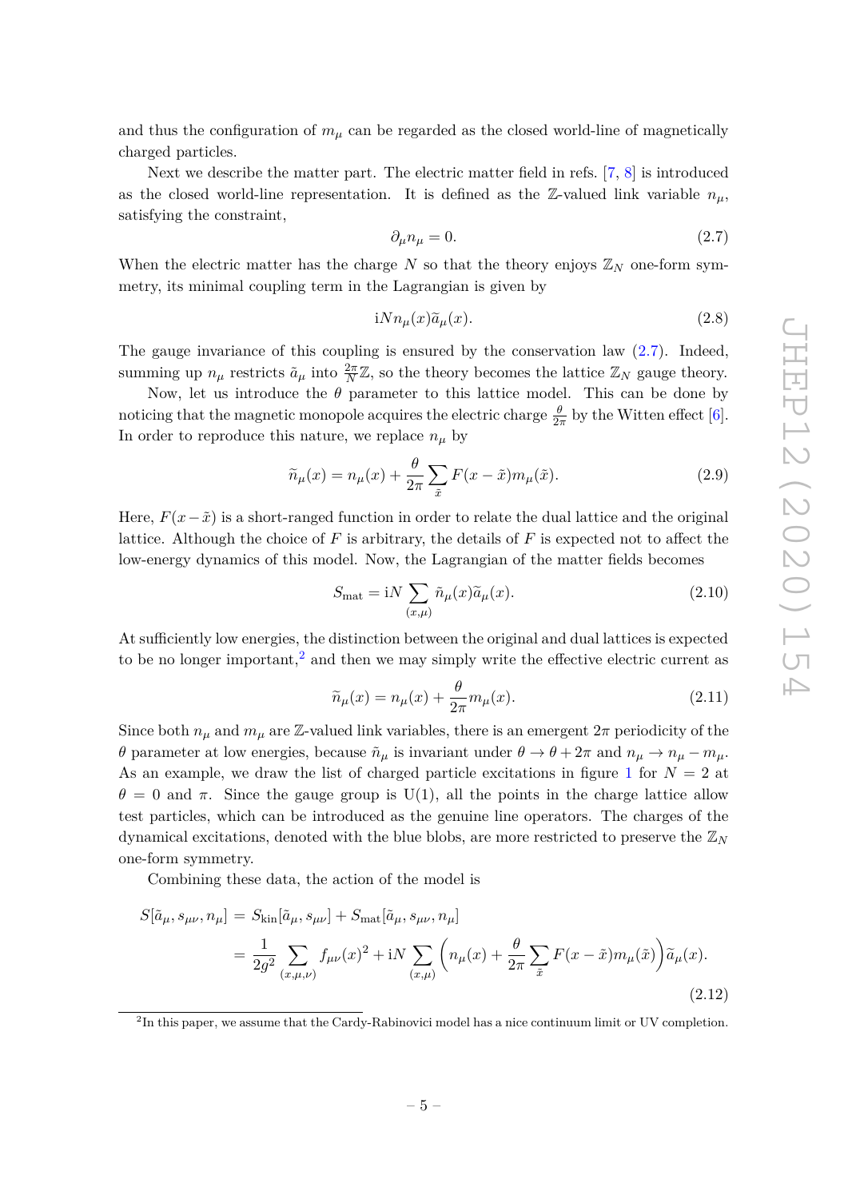and thus the configuration of $m_\mu$ can be regarded as the closed world-line of magnetically charged particles.

Next we describe the matter part. The electric matter field in refs. [7, 8] is introduced as the closed world-line representation. It is defined as the $\mathbb{Z}$-valued link variable $n_\mu$, satisfying the constraint,

$$\partial_\mu n_\mu = 0. \tag{2.7}$$

When the electric matter has the charge $N$ so that the theory enjoys $\mathbb{Z}_N$ one-form symmetry, its minimal coupling term in the Lagrangian is given by

$$\mathrm{i}N n_\mu(x)\tilde{a}_\mu(x). \tag{2.8}$$

The gauge invariance of this coupling is ensured by the conservation law (2.7). Indeed, summing up $n_\mu$ restricts $\tilde{a}_\mu$ into $\frac{2\pi}{N}\mathbb{Z}$, so the theory becomes the lattice $\mathbb{Z}_N$ gauge theory.

Now, let us introduce the $\theta$ parameter to this lattice model. This can be done by noticing that the magnetic monopole acquires the electric charge $\frac{\theta}{2\pi}$ by the Witten effect [6]. In order to reproduce this nature, we replace $n_\mu$ by

$$\tilde{n}_\mu(x) = n_\mu(x) + \frac{\theta}{2\pi}\sum_{\tilde{x}} F(x-\tilde{x})m_\mu(\tilde{x}). \tag{2.9}$$

Here, $F(x-\tilde{x})$ is a short-ranged function in order to relate the dual lattice and the original lattice. Although the choice of $F$ is arbitrary, the details of $F$ is expected not to affect the low-energy dynamics of this model. Now, the Lagrangian of the matter fields becomes

$$S_{\mathrm{mat}} = \mathrm{i}N\sum_{(x,\mu)} \tilde{n}_\mu(x)\tilde{a}_\mu(x). \tag{2.10}$$

At sufficiently low energies, the distinction between the original and dual lattices is expected to be no longer important,[2] and then we may simply write the effective electric current as

$$\tilde{n}_\mu(x) = n_\mu(x) + \frac{\theta}{2\pi}m_\mu(x). \tag{2.11}$$

Since both $n_\mu$ and $m_\mu$ are $\mathbb{Z}$-valued link variables, there is an emergent $2\pi$ periodicity of the $\theta$ parameter at low energies, because $\tilde{n}_\mu$ is invariant under $\theta \to \theta + 2\pi$ and $n_\mu \to n_\mu - m_\mu$. As an example, we draw the list of charged particle excitations in figure 1 for $N = 2$ at $\theta = 0$ and $\pi$. Since the gauge group is U(1), all the points in the charge lattice allow test particles, which can be introduced as the genuine line operators. The charges of the dynamical excitations, denoted with the blue blobs, are more restricted to preserve the $\mathbb{Z}_N$ one-form symmetry.

Combining these data, the action of the model is

$$\begin{aligned}S[\tilde{a}_\mu, s_{\mu\nu}, n_\mu] &= S_{\mathrm{kin}}[\tilde{a}_\mu, s_{\mu\nu}] + S_{\mathrm{mat}}[\tilde{a}_\mu, s_{\mu\nu}, n_\mu] \\ &= \frac{1}{2g^2}\sum_{(x,\mu,\nu)} f_{\mu\nu}(x)^2 + \mathrm{i}N\sum_{(x,\mu)}\Big(n_\mu(x) + \frac{\theta}{2\pi}\sum_{\tilde{x}} F(x-\tilde{x})m_\mu(\tilde{x})\Big)\tilde{a}_\mu(x).\end{aligned} \tag{2.12}$$

[2] In this paper, we assume that the Cardy-Rabinovici model has a nice continuum limit or UV completion.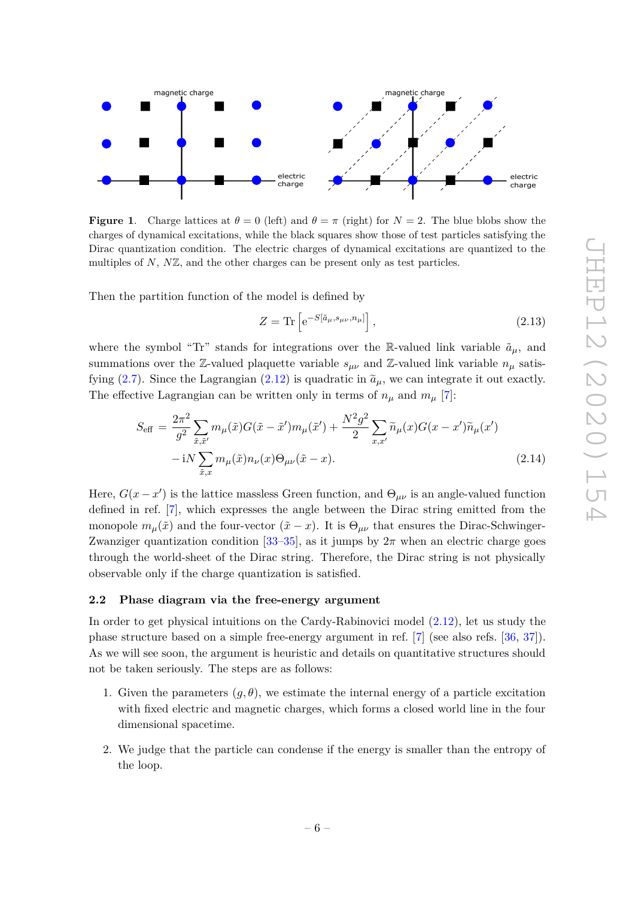**Figure 1**. Charge lattices at $\theta = 0$ (left) and $\theta = \pi$ (right) for $N = 2$. The blue blobs show the charges of dynamical excitations, while the black squares show those of test particles satisfying the Dirac quantization condition. The electric charges of dynamical excitations are quantized to the multiples of $N$, $N\mathbb{Z}$, and the other charges can be present only as test particles.

Then the partition function of the model is defined by

$$Z = \mathrm{Tr}\left[\mathrm{e}^{-S[\tilde{a}_\mu, s_{\mu\nu}, n_\mu]}\right], \tag{2.13}$$

where the symbol "Tr" stands for integrations over the $\mathbb{R}$-valued link variable $\tilde{a}_\mu$, and summations over the $\mathbb{Z}$-valued plaquette variable $s_{\mu\nu}$ and $\mathbb{Z}$-valued link variable $n_\mu$ satisfying (2.7). Since the Lagrangian (2.12) is quadratic in $\widetilde{a}_\mu$, we can integrate it out exactly. The effective Lagrangian can be written only in terms of $n_\mu$ and $m_\mu$ [7]:

$$\begin{aligned} S_{\text{eff}} = &\frac{2\pi^2}{g^2} \sum_{\tilde{x},\tilde{x}'} m_\mu(\tilde{x}) G(\tilde{x} - \tilde{x}') m_\mu(\tilde{x}') + \frac{N^2 g^2}{2} \sum_{x,x'} \widetilde{n}_\mu(x) G(x - x') \widetilde{n}_\mu(x') \\ &- \mathrm{i}N \sum_{\tilde{x},x} m_\mu(\tilde{x}) n_\nu(x) \Theta_{\mu\nu}(\tilde{x} - x). \end{aligned} \tag{2.14}$$

Here, $G(x - x')$ is the lattice massless Green function, and $\Theta_{\mu\nu}$ is an angle-valued function defined in ref. [7], which expresses the angle between the Dirac string emitted from the monopole $m_\mu(\tilde{x})$ and the four-vector $(\tilde{x} - x)$. It is $\Theta_{\mu\nu}$ that ensures the Dirac-Schwinger-Zwanziger quantization condition [33–35], as it jumps by $2\pi$ when an electric charge goes through the world-sheet of the Dirac string. Therefore, the Dirac string is not physically observable only if the charge quantization is satisfied.

### 2.2 Phase diagram via the free-energy argument

In order to get physical intuitions on the Cardy-Rabinovici model (2.12), let us study the phase structure based on a simple free-energy argument in ref. [7] (see also refs. [36, 37]). As we will see soon, the argument is heuristic and details on quantitative structures should not be taken seriously. The steps are as follows:

1. Given the parameters $(g, \theta)$, we estimate the internal energy of a particle excitation with fixed electric and magnetic charges, which forms a closed world line in the four dimensional spacetime.

2. We judge that the particle can condense if the energy is smaller than the entropy of the loop.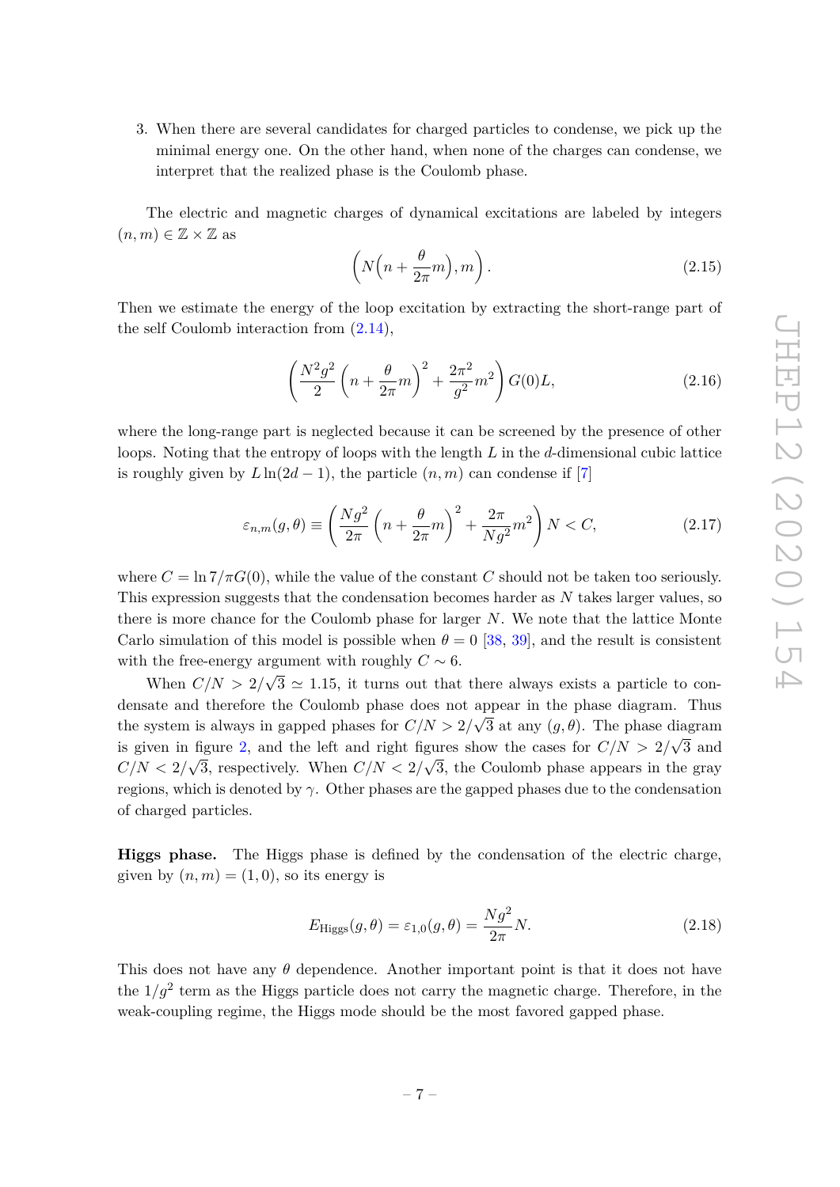3. When there are several candidates for charged particles to condense, we pick up the minimal energy one. On the other hand, when none of the charges can condense, we interpret that the realized phase is the Coulomb phase.

The electric and magnetic charges of dynamical excitations are labeled by integers $(n,m) \in \mathbb{Z}\times\mathbb{Z}$ as

$$
\left(N\Big(n+\frac{\theta}{2\pi}m\Big), m\right). \tag{2.15}
$$

Then we estimate the energy of the loop excitation by extracting the short-range part of the self Coulomb interaction from (2.14),

$$
\left(\frac{N^2 g^2}{2}\left(n+\frac{\theta}{2\pi}m\right)^2 + \frac{2\pi^2}{g^2}m^2\right) G(0) L, \tag{2.16}
$$

where the long-range part is neglected because it can be screened by the presence of other loops. Noting that the entropy of loops with the length $L$ in the $d$-dimensional cubic lattice is roughly given by $L\ln(2d-1)$, the particle $(n,m)$ can condense if [7]

$$
\varepsilon_{n,m}(g,\theta) \equiv \left(\frac{Ng^2}{2\pi}\left(n+\frac{\theta}{2\pi}m\right)^2 + \frac{2\pi}{Ng^2}m^2\right) N < C, \tag{2.17}
$$

where $C = \ln 7/\pi G(0)$, while the value of the constant $C$ should not be taken too seriously. This expression suggests that the condensation becomes harder as $N$ takes larger values, so there is more chance for the Coulomb phase for larger $N$. We note that the lattice Monte Carlo simulation of this model is possible when $\theta = 0$ [38, 39], and the result is consistent with the free-energy argument with roughly $C \sim 6$.

When $C/N > 2/\sqrt{3} \simeq 1.15$, it turns out that there always exists a particle to condensate and therefore the Coulomb phase does not appear in the phase diagram. Thus the system is always in gapped phases for $C/N > 2/\sqrt{3}$ at any $(g,\theta)$. The phase diagram is given in figure 2, and the left and right figures show the cases for $C/N > 2/\sqrt{3}$ and $C/N < 2/\sqrt{3}$, respectively. When $C/N < 2/\sqrt{3}$, the Coulomb phase appears in the gray regions, which is denoted by $\gamma$. Other phases are the gapped phases due to the condensation of charged particles.

**Higgs phase.** The Higgs phase is defined by the condensation of the electric charge, given by $(n,m) = (1,0)$, so its energy is

$$
E_{\mathrm{Higgs}}(g,\theta) = \varepsilon_{1,0}(g,\theta) = \frac{Ng^2}{2\pi}N. \tag{2.18}
$$

This does not have any $\theta$ dependence. Another important point is that it does not have the $1/g^2$ term as the Higgs particle does not carry the magnetic charge. Therefore, in the weak-coupling regime, the Higgs mode should be the most favored gapped phase.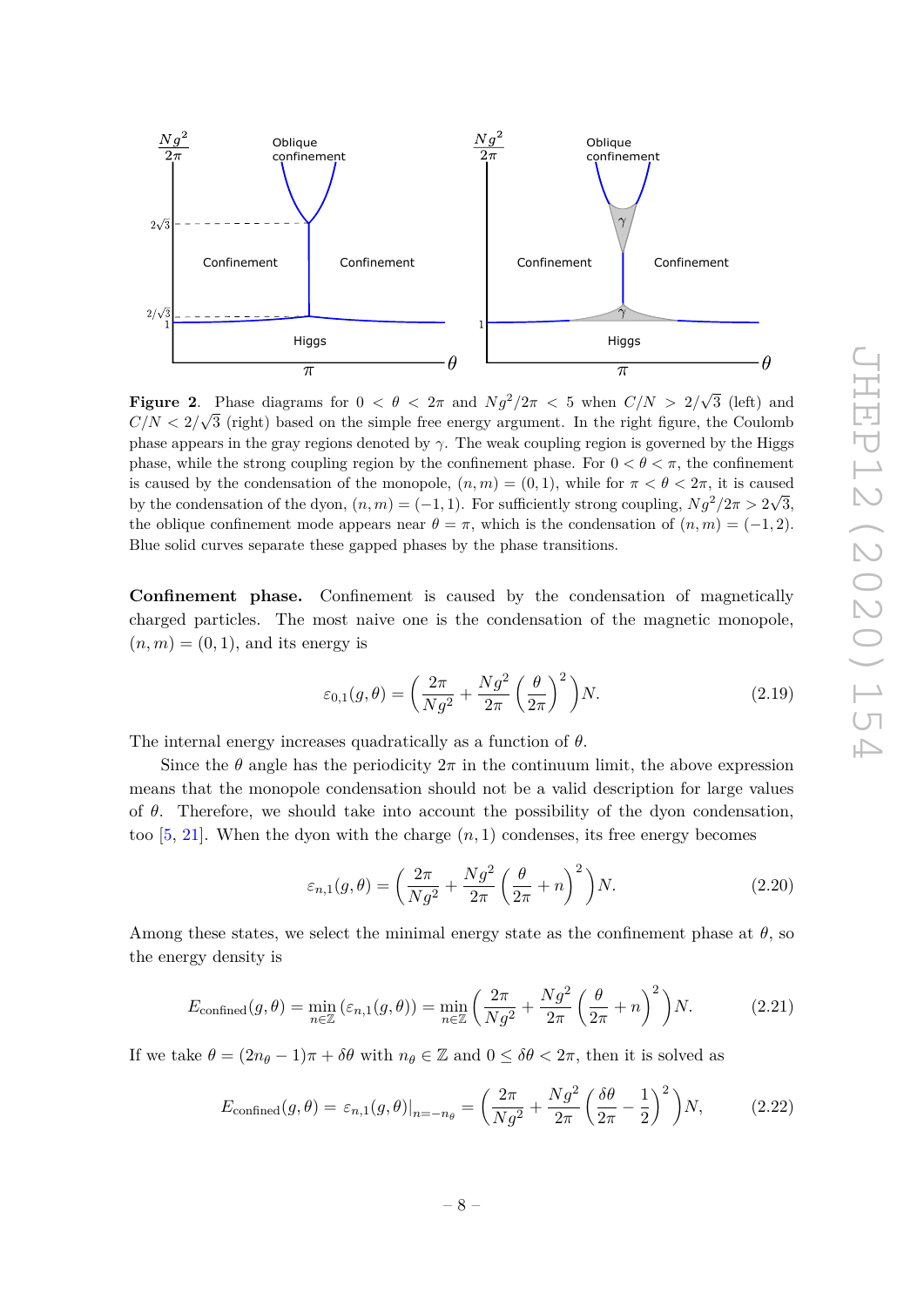**Figure 2**. Phase diagrams for $0 < \theta < 2\pi$ and $Ng^2/2\pi < 5$ when $C/N > 2/\sqrt{3}$ (left) and $C/N < 2/\sqrt{3}$ (right) based on the simple free energy argument. In the right figure, the Coulomb phase appears in the gray regions denoted by $\gamma$. The weak coupling region is governed by the Higgs phase, while the strong coupling region by the confinement phase. For $0 < \theta < \pi$, the confinement is caused by the condensation of the monopole, $(n, m) = (0, 1)$, while for $\pi < \theta < 2\pi$, it is caused by the condensation of the dyon, $(n, m) = (-1, 1)$. For sufficiently strong coupling, $Ng^2/2\pi > 2\sqrt{3}$, the oblique confinement mode appears near $\theta = \pi$, which is the condensation of $(n, m) = (-1, 2)$. Blue solid curves separate these gapped phases by the phase transitions.

**Confinement phase.** Confinement is caused by the condensation of magnetically charged particles. The most naive one is the condensation of the magnetic monopole, $(n, m) = (0, 1)$, and its energy is

$$\varepsilon_{0,1}(g, \theta) = \left(\frac{2\pi}{Ng^2} + \frac{Ng^2}{2\pi}\left(\frac{\theta}{2\pi}\right)^2\right)N. \tag{2.19}$$

The internal energy increases quadratically as a function of $\theta$.

Since the $\theta$ angle has the periodicity $2\pi$ in the continuum limit, the above expression means that the monopole condensation should not be a valid description for large values of $\theta$. Therefore, we should take into account the possibility of the dyon condensation, too [5, 21]. When the dyon with the charge $(n, 1)$ condenses, its free energy becomes

$$\varepsilon_{n,1}(g, \theta) = \left(\frac{2\pi}{Ng^2} + \frac{Ng^2}{2\pi}\left(\frac{\theta}{2\pi} + n\right)^2\right)N. \tag{2.20}$$

Among these states, we select the minimal energy state as the confinement phase at $\theta$, so the energy density is

$$E_{\text{confined}}(g, \theta) = \min_{n\in\mathbb{Z}}\left(\varepsilon_{n,1}(g, \theta)\right) = \min_{n\in\mathbb{Z}}\left(\frac{2\pi}{Ng^2} + \frac{Ng^2}{2\pi}\left(\frac{\theta}{2\pi} + n\right)^2\right)N. \tag{2.21}$$

If we take $\theta = (2n_\theta - 1)\pi + \delta\theta$ with $n_\theta \in \mathbb{Z}$ and $0 \le \delta\theta < 2\pi$, then it is solved as

$$E_{\text{confined}}(g, \theta) = \varepsilon_{n,1}(g, \theta)|_{n=-n_\theta} = \left(\frac{2\pi}{Ng^2} + \frac{Ng^2}{2\pi}\left(\frac{\delta\theta}{2\pi} - \frac{1}{2}\right)^2\right)N, \tag{2.22}$$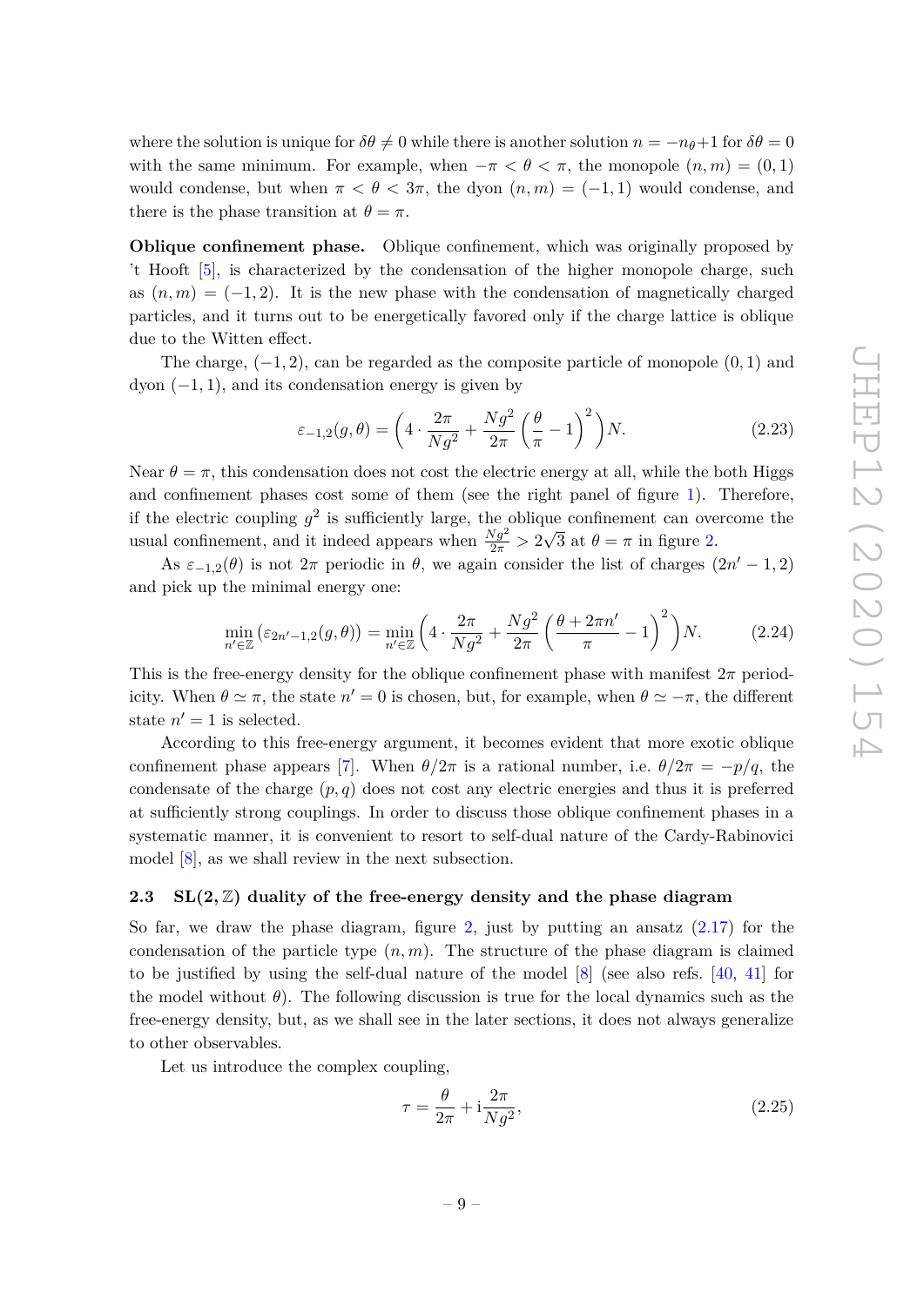where the solution is unique for $\delta\theta \neq 0$ while there is another solution $n = -n_\theta + 1$ for $\delta\theta = 0$ with the same minimum. For example, when $-\pi < \theta < \pi$, the monopole $(n, m) = (0, 1)$ would condense, but when $\pi < \theta < 3\pi$, the dyon $(n, m) = (-1, 1)$ would condense, and there is the phase transition at $\theta = \pi$.

**Oblique confinement phase.** Oblique confinement, which was originally proposed by 't Hooft [5], is characterized by the condensation of the higher monopole charge, such as $(n, m) = (-1, 2)$. It is the new phase with the condensation of magnetically charged particles, and it turns out to be energetically favored only if the charge lattice is oblique due to the Witten effect.

The charge, $(-1, 2)$, can be regarded as the composite particle of monopole $(0, 1)$ and dyon $(-1, 1)$, and its condensation energy is given by

$$\varepsilon_{-1,2}(g, \theta) = \left( 4 \cdot \frac{2\pi}{Ng^2} + \frac{Ng^2}{2\pi} \left( \frac{\theta}{\pi} - 1 \right)^2 \right) N. \tag{2.23}$$

Near $\theta = \pi$, this condensation does not cost the electric energy at all, while the both Higgs and confinement phases cost some of them (see the right panel of figure 1). Therefore, if the electric coupling $g^2$ is sufficiently large, the oblique confinement can overcome the usual confinement, and it indeed appears when $\frac{Ng^2}{2\pi} > 2\sqrt{3}$ at $\theta = \pi$ in figure 2.

As $\varepsilon_{-1,2}(\theta)$ is not $2\pi$ periodic in $\theta$, we again consider the list of charges $(2n' - 1, 2)$ and pick up the minimal energy one:

$$\min_{n' \in \mathbb{Z}} \left( \varepsilon_{2n'-1,2}(g, \theta) \right) = \min_{n' \in \mathbb{Z}} \left( 4 \cdot \frac{2\pi}{Ng^2} + \frac{Ng^2}{2\pi} \left( \frac{\theta + 2\pi n'}{\pi} - 1 \right)^2 \right) N. \tag{2.24}$$

This is the free-energy density for the oblique confinement phase with manifest $2\pi$ periodicity. When $\theta \simeq \pi$, the state $n' = 0$ is chosen, but, for example, when $\theta \simeq -\pi$, the different state $n' = 1$ is selected.

According to this free-energy argument, it becomes evident that more exotic oblique confinement phase appears [7]. When $\theta/2\pi$ is a rational number, i.e. $\theta/2\pi = -p/q$, the condensate of the charge $(p, q)$ does not cost any electric energies and thus it is preferred at sufficiently strong couplings. In order to discuss those oblique confinement phases in a systematic manner, it is convenient to resort to self-dual nature of the Cardy-Rabinovici model [8], as we shall review in the next subsection.

### 2.3 $\mathrm{SL}(2, \mathbb{Z})$ duality of the free-energy density and the phase diagram

So far, we draw the phase diagram, figure 2, just by putting an ansatz (2.17) for the condensation of the particle type $(n, m)$. The structure of the phase diagram is claimed to be justified by using the self-dual nature of the model [8] (see also refs. [40, 41] for the model without $\theta$). The following discussion is true for the local dynamics such as the free-energy density, but, as we shall see in the later sections, it does not always generalize to other observables.

Let us introduce the complex coupling,

$$\tau = \frac{\theta}{2\pi} + \mathrm{i} \frac{2\pi}{Ng^2}, \tag{2.25}$$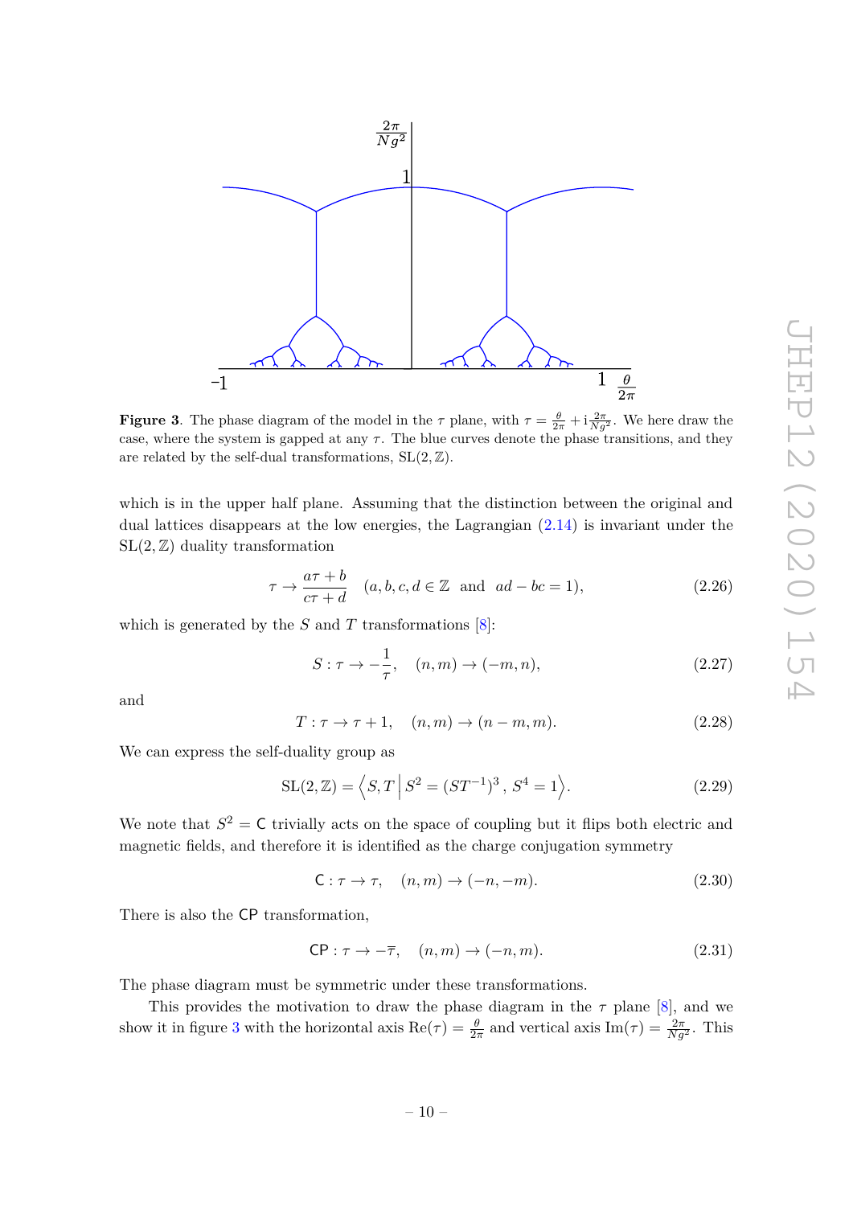**Figure 3**. The phase diagram of the model in the $\tau$ plane, with $\tau = \frac{\theta}{2\pi} + \mathrm{i}\frac{2\pi}{Ng^2}$. We here draw the case, where the system is gapped at any $\tau$. The blue curves denote the phase transitions, and they are related by the self-dual transformations, $\mathrm{SL}(2,\mathbb{Z})$.

which is in the upper half plane. Assuming that the distinction between the original and dual lattices disappears at the low energies, the Lagrangian (2.14) is invariant under the $\mathrm{SL}(2,\mathbb{Z})$ duality transformation

$$\tau \to \frac{a\tau + b}{c\tau + d} \quad (a, b, c, d \in \mathbb{Z} \text{ and } ad - bc = 1), \tag{2.26}$$

which is generated by the $S$ and $T$ transformations [8]:

$$S : \tau \to -\frac{1}{\tau}, \quad (n, m) \to (-m, n), \tag{2.27}$$

and

$$T : \tau \to \tau + 1, \quad (n, m) \to (n - m, m). \tag{2.28}$$

We can express the self-duality group as

$$\mathrm{SL}(2,\mathbb{Z}) = \left\langle S, T \,\middle|\, S^2 = (ST^{-1})^3 \,,\, S^4 = 1 \right\rangle. \tag{2.29}$$

We note that $S^2 = \mathsf{C}$ trivially acts on the space of coupling but it flips both electric and magnetic fields, and therefore it is identified as the charge conjugation symmetry

$$\mathsf{C} : \tau \to \tau, \quad (n, m) \to (-n, -m). \tag{2.30}$$

There is also the $\mathsf{CP}$ transformation,

$$\mathsf{CP} : \tau \to -\overline{\tau}, \quad (n, m) \to (-n, m). \tag{2.31}$$

The phase diagram must be symmetric under these transformations.

This provides the motivation to draw the phase diagram in the $\tau$ plane [8], and we show it in figure 3 with the horizontal axis $\mathrm{Re}(\tau) = \frac{\theta}{2\pi}$ and vertical axis $\mathrm{Im}(\tau) = \frac{2\pi}{Ng^2}$. This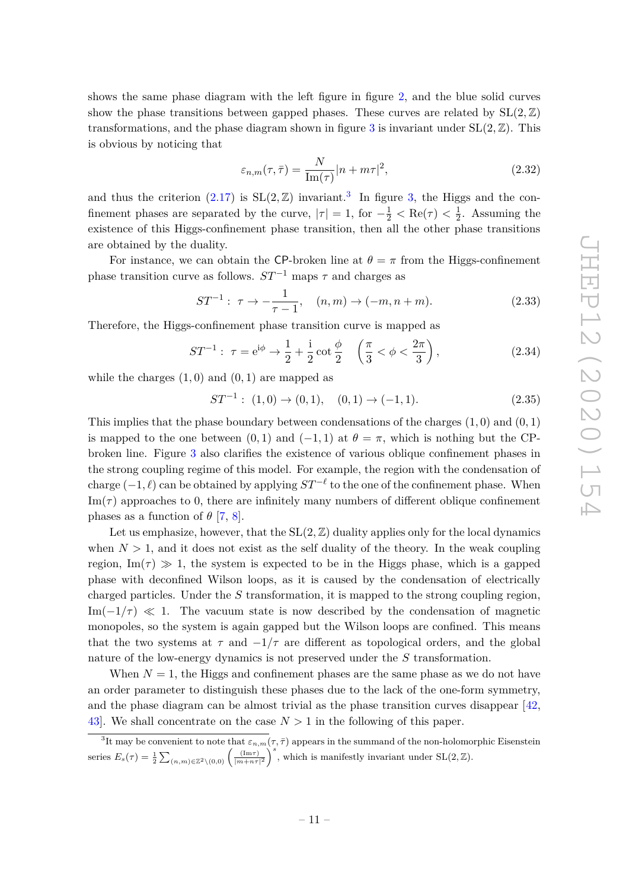shows the same phase diagram with the left figure in figure 2, and the blue solid curves show the phase transitions between gapped phases. These curves are related by $\mathrm{SL}(2,\mathbb{Z})$ transformations, and the phase diagram shown in figure 3 is invariant under $\mathrm{SL}(2,\mathbb{Z})$. This is obvious by noticing that

$$\varepsilon_{n,m}(\tau,\bar{\tau}) = \frac{N}{\mathrm{Im}(\tau)}|n+m\tau|^2, \tag{2.32}$$

and thus the criterion (2.17) is $\mathrm{SL}(2,\mathbb{Z})$ invariant.[3] In figure 3, the Higgs and the confinement phases are separated by the curve, $|\tau|=1$, for $-\frac{1}{2}<\mathrm{Re}(\tau)<\frac{1}{2}$. Assuming the existence of this Higgs-confinement phase transition, then all the other phase transitions are obtained by the duality.

For instance, we can obtain the CP-broken line at $\theta=\pi$ from the Higgs-confinement phase transition curve as follows. $ST^{-1}$ maps $\tau$ and charges as

$$ST^{-1}:\ \tau\to -\frac{1}{\tau-1}, \quad (n,m)\to(-m,n+m). \tag{2.33}$$

Therefore, the Higgs-confinement phase transition curve is mapped as

$$ST^{-1}:\ \tau=\mathrm{e}^{\mathrm{i}\phi}\to\frac{1}{2}+\frac{\mathrm{i}}{2}\cot\frac{\phi}{2}\quad\left(\frac{\pi}{3}<\phi<\frac{2\pi}{3}\right), \tag{2.34}$$

while the charges $(1,0)$ and $(0,1)$ are mapped as

$$ST^{-1}:\ (1,0)\to(0,1),\quad (0,1)\to(-1,1). \tag{2.35}$$

This implies that the phase boundary between condensations of the charges $(1,0)$ and $(0,1)$ is mapped to the one between $(0,1)$ and $(-1,1)$ at $\theta=\pi$, which is nothing but the CP-broken line. Figure 3 also clarifies the existence of various oblique confinement phases in the strong coupling regime of this model. For example, the region with the condensation of charge $(-1,\ell)$ can be obtained by applying $ST^{-\ell}$ to the one of the confinement phase. When $\mathrm{Im}(\tau)$ approaches to 0, there are infinitely many numbers of different oblique confinement phases as a function of $\theta$ [7, 8].

Let us emphasize, however, that the $\mathrm{SL}(2,\mathbb{Z})$ duality applies only for the local dynamics when $N>1$, and it does not exist as the self duality of the theory. In the weak coupling region, $\mathrm{Im}(\tau)\gg 1$, the system is expected to be in the Higgs phase, which is a gapped phase with deconfined Wilson loops, as it is caused by the condensation of electrically charged particles. Under the $S$ transformation, it is mapped to the strong coupling region, $\mathrm{Im}(-1/\tau)\ll 1$. The vacuum state is now described by the condensation of magnetic monopoles, so the system is again gapped but the Wilson loops are confined. This means that the two systems at $\tau$ and $-1/\tau$ are different as topological orders, and the global nature of the low-energy dynamics is not preserved under the $S$ transformation.

When $N=1$, the Higgs and confinement phases are the same phase as we do not have an order parameter to distinguish these phases due to the lack of the one-form symmetry, and the phase diagram can be almost trivial as the phase transition curves disappear [42, 43]. We shall concentrate on the case $N>1$ in the following of this paper.

[3] It may be convenient to note that $\varepsilon_{n,m}(\tau,\bar{\tau})$ appears in the summand of the non-holomorphic Eisenstein series $E_s(\tau)=\frac{1}{2}\sum_{(n,m)\in\mathbb{Z}^2\setminus(0,0)}\left(\frac{(\mathrm{Im}\tau)}{|m+n\tau|^2}\right)^s$, which is manifestly invariant under $\mathrm{SL}(2,\mathbb{Z})$.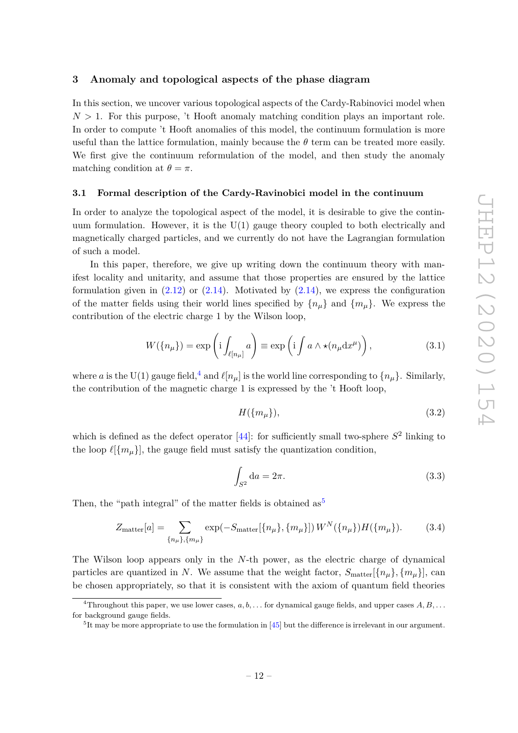## 3 Anomaly and topological aspects of the phase diagram

In this section, we uncover various topological aspects of the Cardy-Rabinovici model when $N > 1$. For this purpose, 't Hooft anomaly matching condition plays an important role. In order to compute 't Hooft anomalies of this model, the continuum formulation is more useful than the lattice formulation, mainly because the $\theta$ term can be treated more easily. We first give the continuum reformulation of the model, and then study the anomaly matching condition at $\theta = \pi$.

### 3.1 Formal description of the Cardy-Ravinobici model in the continuum

In order to analyze the topological aspect of the model, it is desirable to give the continuum formulation. However, it is the U(1) gauge theory coupled to both electrically and magnetically charged particles, and we currently do not have the Lagrangian formulation of such a model.

In this paper, therefore, we give up writing down the continuum theory with manifest locality and unitarity, and assume that those properties are ensured by the lattice formulation given in (2.12) or (2.14). Motivated by (2.14), we express the configuration of the matter fields using their world lines specified by $\{n_\mu\}$ and $\{m_\mu\}$. We express the contribution of the electric charge 1 by the Wilson loop,

$$W(\{n_\mu\}) = \exp\left(\mathrm{i}\int_{\ell[n_\mu]} a\right) \equiv \exp\left(\mathrm{i}\int a \wedge \star(n_\mu \mathrm{d}x^\mu)\right), \tag{3.1}$$

where $a$ is the U(1) gauge field,[4] and $\ell[n_\mu]$ is the world line corresponding to $\{n_\mu\}$. Similarly, the contribution of the magnetic charge 1 is expressed by the 't Hooft loop,

$$H(\{m_\mu\}), \tag{3.2}$$

which is defined as the defect operator [44]: for sufficiently small two-sphere $S^2$ linking to the loop $\ell[\{m_\mu\}]$, the gauge field must satisfy the quantization condition,

$$\int_{S^2} \mathrm{d}a = 2\pi. \tag{3.3}$$

Then, the "path integral" of the matter fields is obtained as[5]

$$Z_{\mathrm{matter}}[a] = \sum_{\{n_\mu\},\{m_\mu\}} \exp(-S_{\mathrm{matter}}[\{n_\mu\},\{m_\mu\}])\, W^N(\{n_\mu\}) H(\{m_\mu\}). \tag{3.4}$$

The Wilson loop appears only in the $N$-th power, as the electric charge of dynamical particles are quantized in $N$. We assume that the weight factor, $S_{\mathrm{matter}}[\{n_\mu\},\{m_\mu\}]$, can be chosen appropriately, so that it is consistent with the axiom of quantum field theories

---

[4] Throughout this paper, we use lower cases, $a, b, \dots$ for dynamical gauge fields, and upper cases $A, B, \dots$ for background gauge fields.

[5] It may be more appropriate to use the formulation in [45] but the difference is irrelevant in our argument.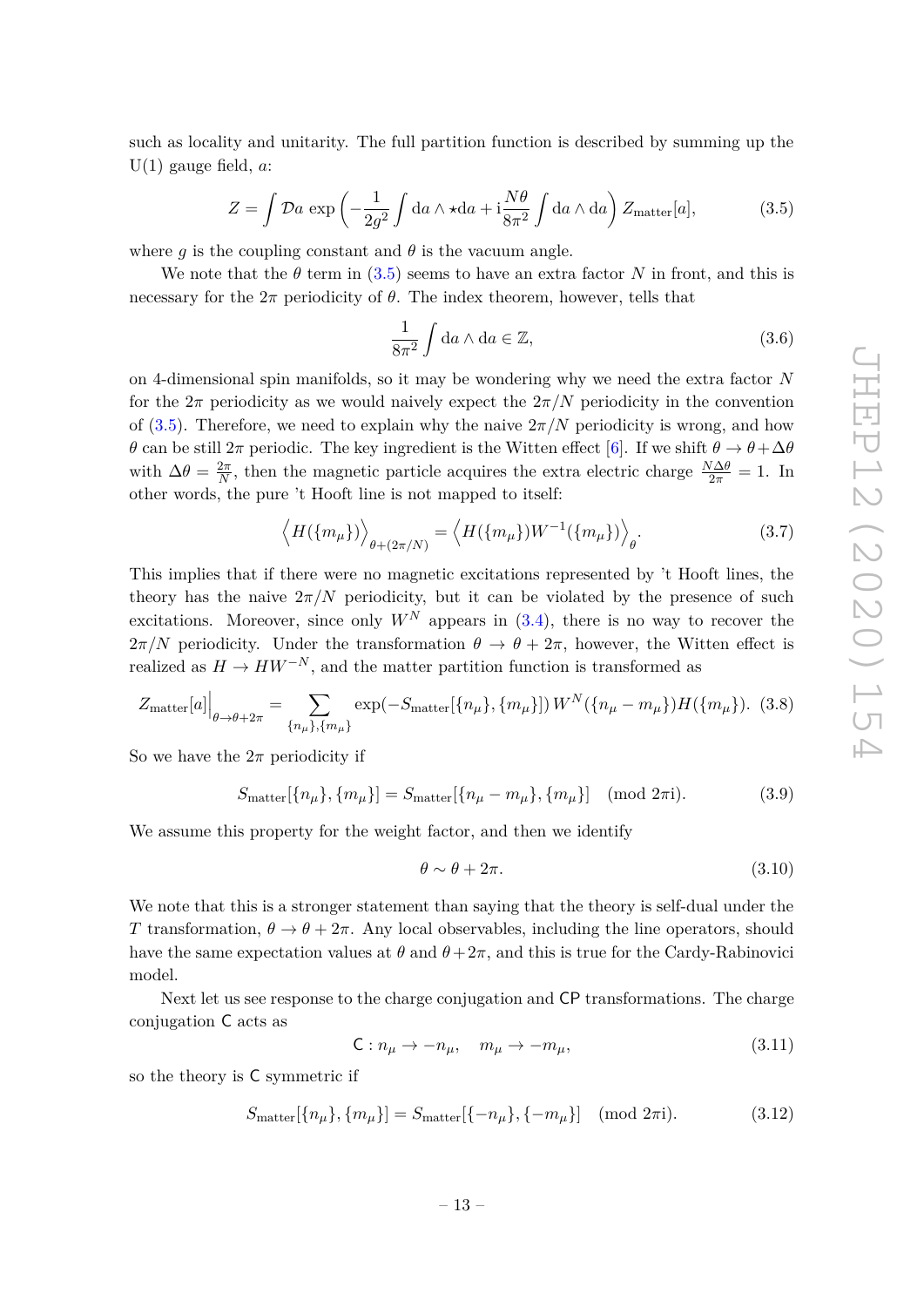such as locality and unitarity. The full partition function is described by summing up the U(1) gauge field, $a$:

$$Z = \int \mathcal{D}a \, \exp\left(-\frac{1}{2g^2}\int \mathrm{d}a \wedge \star \mathrm{d}a + \mathrm{i}\frac{N\theta}{8\pi^2}\int \mathrm{d}a \wedge \mathrm{d}a\right) Z_{\mathrm{matter}}[a], \tag{3.5}$$

where $g$ is the coupling constant and $\theta$ is the vacuum angle.

We note that the $\theta$ term in (3.5) seems to have an extra factor $N$ in front, and this is necessary for the $2\pi$ periodicity of $\theta$. The index theorem, however, tells that

$$\frac{1}{8\pi^2}\int \mathrm{d}a \wedge \mathrm{d}a \in \mathbb{Z}, \tag{3.6}$$

on 4-dimensional spin manifolds, so it may be wondering why we need the extra factor $N$ for the $2\pi$ periodicity as we would naively expect the $2\pi/N$ periodicity in the convention of (3.5). Therefore, we need to explain why the naive $2\pi/N$ periodicity is wrong, and how $\theta$ can be still $2\pi$ periodic. The key ingredient is the Witten effect [6]. If we shift $\theta \to \theta + \Delta\theta$ with $\Delta\theta = \frac{2\pi}{N}$, then the magnetic particle acquires the extra electric charge $\frac{N\Delta\theta}{2\pi} = 1$. In other words, the pure 't Hooft line is not mapped to itself:

$$\Big\langle H(\{m_\mu\})\Big\rangle_{\theta+(2\pi/N)} = \Big\langle H(\{m_\mu\})W^{-1}(\{m_\mu\})\Big\rangle_{\theta}. \tag{3.7}$$

This implies that if there were no magnetic excitations represented by 't Hooft lines, the theory has the naive $2\pi/N$ periodicity, but it can be violated by the presence of such excitations. Moreover, since only $W^N$ appears in (3.4), there is no way to recover the $2\pi/N$ periodicity. Under the transformation $\theta \to \theta + 2\pi$, however, the Witten effect is realized as $H \to HW^{-N}$, and the matter partition function is transformed as

$$Z_{\mathrm{matter}}[a]\Big|_{\theta\to\theta+2\pi} = \sum_{\{n_\mu\},\{m_\mu\}} \exp(-S_{\mathrm{matter}}[\{n_\mu\},\{m_\mu\}])\, W^N(\{n_\mu - m_\mu\})H(\{m_\mu\}). \tag{3.8}$$

So we have the $2\pi$ periodicity if

$$S_{\mathrm{matter}}[\{n_\mu\},\{m_\mu\}] = S_{\mathrm{matter}}[\{n_\mu - m_\mu\},\{m_\mu\}] \pmod{2\pi \mathrm{i}}. \tag{3.9}$$

We assume this property for the weight factor, and then we identify

$$\theta \sim \theta + 2\pi. \tag{3.10}$$

We note that this is a stronger statement than saying that the theory is self-dual under the $T$ transformation, $\theta \to \theta + 2\pi$. Any local observables, including the line operators, should have the same expectation values at $\theta$ and $\theta + 2\pi$, and this is true for the Cardy-Rabinovici model.

Next let us see response to the charge conjugation and $\mathsf{CP}$ transformations. The charge conjugation $\mathsf{C}$ acts as

$$\mathsf{C} : n_\mu \to -n_\mu, \quad m_\mu \to -m_\mu, \tag{3.11}$$

so the theory is $\mathsf{C}$ symmetric if

$$S_{\mathrm{matter}}[\{n_\mu\},\{m_\mu\}] = S_{\mathrm{matter}}[\{-n_\mu\},\{-m_\mu\}] \pmod{2\pi \mathrm{i}}. \tag{3.12}$$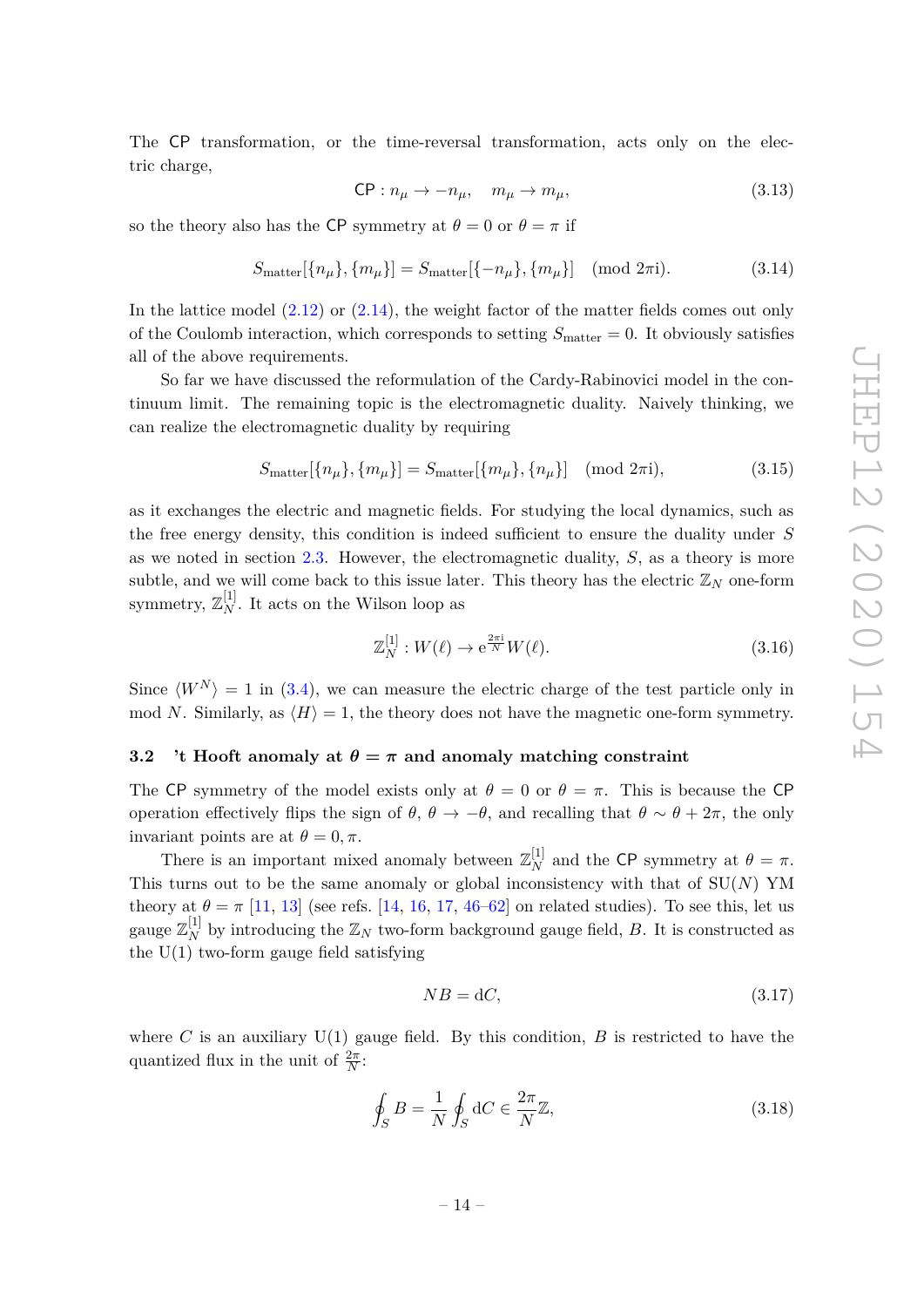The $\mathsf{CP}$ transformation, or the time-reversal transformation, acts only on the electric charge,

$$\mathsf{CP} : n_\mu \to -n_\mu, \quad m_\mu \to m_\mu, \tag{3.13}$$

so the theory also has the $\mathsf{CP}$ symmetry at $\theta = 0$ or $\theta = \pi$ if

$$S_{\text{matter}}[\{n_\mu\}, \{m_\mu\}] = S_{\text{matter}}[\{-n_\mu\}, \{m_\mu\}] \pmod{2\pi \mathrm{i}}. \tag{3.14}$$

In the lattice model (2.12) or (2.14), the weight factor of the matter fields comes out only of the Coulomb interaction, which corresponds to setting $S_{\text{matter}} = 0$. It obviously satisfies all of the above requirements.

So far we have discussed the reformulation of the Cardy-Rabinovici model in the continuum limit. The remaining topic is the electromagnetic duality. Naively thinking, we can realize the electromagnetic duality by requiring

$$S_{\text{matter}}[\{n_\mu\}, \{m_\mu\}] = S_{\text{matter}}[\{m_\mu\}, \{n_\mu\}] \pmod{2\pi \mathrm{i}}, \tag{3.15}$$

as it exchanges the electric and magnetic fields. For studying the local dynamics, such as the free energy density, this condition is indeed sufficient to ensure the duality under $S$ as we noted in section 2.3. However, the electromagnetic duality, $S$, as a theory is more subtle, and we will come back to this issue later. This theory has the electric $\mathbb{Z}_N$ one-form symmetry, $\mathbb{Z}_N^{[1]}$. It acts on the Wilson loop as

$$\mathbb{Z}_N^{[1]} : W(\ell) \to \mathrm{e}^{\frac{2\pi \mathrm{i}}{N}} W(\ell). \tag{3.16}$$

Since $\langle W^N \rangle = 1$ in (3.4), we can measure the electric charge of the test particle only in mod $N$. Similarly, as $\langle H \rangle = 1$, the theory does not have the magnetic one-form symmetry.

### 3.2 't Hooft anomaly at $\theta = \pi$ and anomaly matching constraint

The $\mathsf{CP}$ symmetry of the model exists only at $\theta = 0$ or $\theta = \pi$. This is because the $\mathsf{CP}$ operation effectively flips the sign of $\theta$, $\theta \to -\theta$, and recalling that $\theta \sim \theta + 2\pi$, the only invariant points are at $\theta = 0, \pi$.

There is an important mixed anomaly between $\mathbb{Z}_N^{[1]}$ and the $\mathsf{CP}$ symmetry at $\theta = \pi$. This turns out to be the same anomaly or global inconsistency with that of $SU(N)$ YM theory at $\theta = \pi$ [11, 13] (see refs. [14, 16, 17, 46–62] on related studies). To see this, let us gauge $\mathbb{Z}_N^{[1]}$ by introducing the $\mathbb{Z}_N$ two-form background gauge field, $B$. It is constructed as the $U(1)$ two-form gauge field satisfying

$$NB = \mathrm{d}C, \tag{3.17}$$

where $C$ is an auxiliary $U(1)$ gauge field. By this condition, $B$ is restricted to have the quantized flux in the unit of $\frac{2\pi}{N}$:

$$\oint_S B = \frac{1}{N} \oint_S \mathrm{d}C \in \frac{2\pi}{N}\mathbb{Z}, \tag{3.18}$$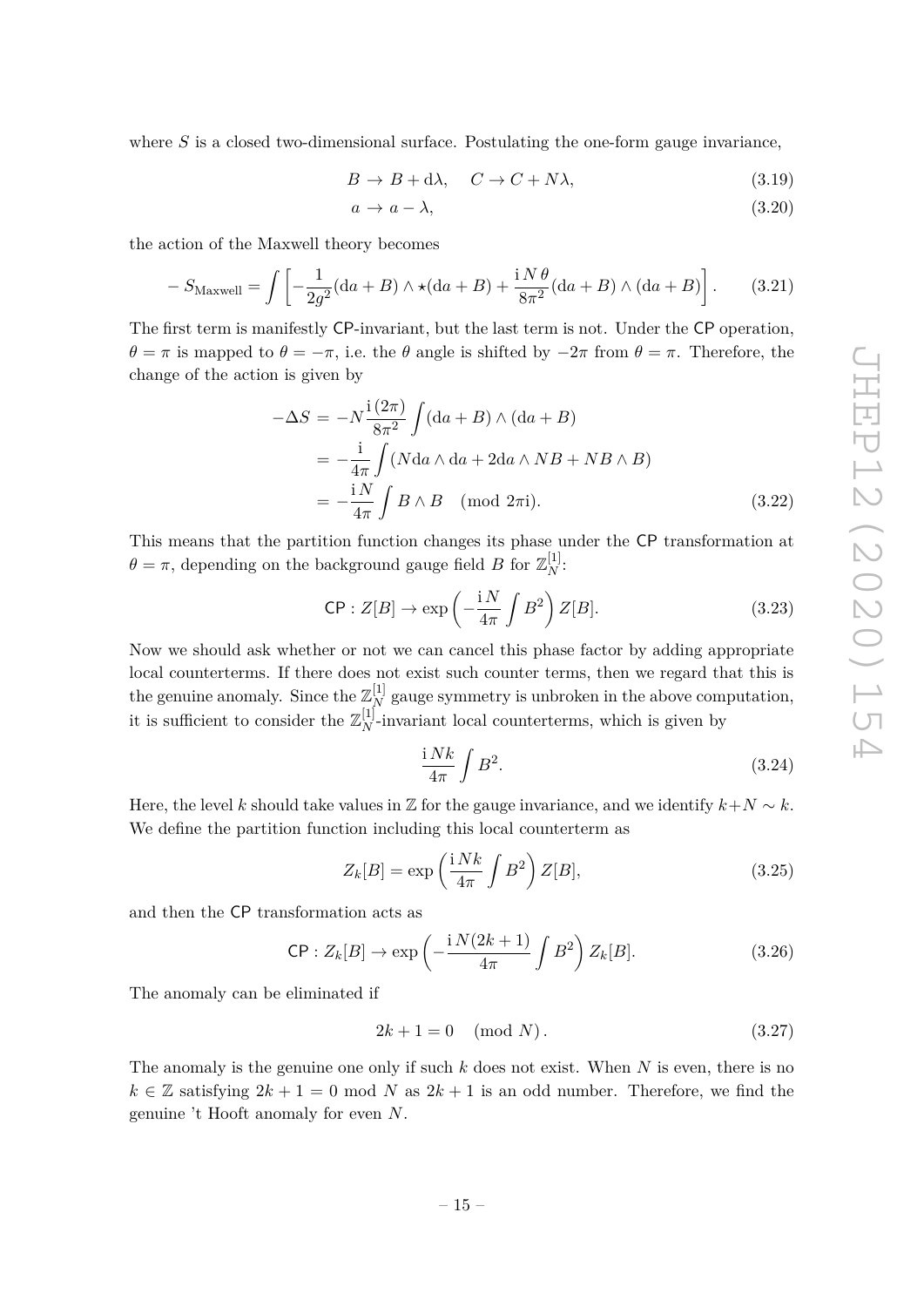where $S$ is a closed two-dimensional surface. Postulating the one-form gauge invariance,

$$B \to B + \mathrm{d}\lambda, \quad C \to C + N\lambda, \tag{3.19}$$

$$a \to a - \lambda, \tag{3.20}$$

the action of the Maxwell theory becomes

$$-S_{\mathrm{Maxwell}} = \int \left[ -\frac{1}{2g^2}(\mathrm{d}a + B) \wedge \star(\mathrm{d}a + B) + \frac{\mathrm{i}\,N\,\theta}{8\pi^2}(\mathrm{d}a + B) \wedge (\mathrm{d}a + B) \right]. \tag{3.21}$$

The first term is manifestly CP-invariant, but the last term is not. Under the CP operation, $\theta = \pi$ is mapped to $\theta = -\pi$, i.e. the $\theta$ angle is shifted by $-2\pi$ from $\theta = \pi$. Therefore, the change of the action is given by

$$\begin{aligned}
-\Delta S &= -N \frac{\mathrm{i}\,(2\pi)}{8\pi^2} \int (\mathrm{d}a + B) \wedge (\mathrm{d}a + B) \\
&= -\frac{\mathrm{i}}{4\pi} \int (N \mathrm{d}a \wedge \mathrm{d}a + 2\mathrm{d}a \wedge NB + NB \wedge B) \\
&= -\frac{\mathrm{i}\,N}{4\pi} \int B \wedge B \quad (\mathrm{mod}\ 2\pi \mathrm{i}).
\end{aligned} \tag{3.22}$$

This means that the partition function changes its phase under the CP transformation at $\theta = \pi$, depending on the background gauge field $B$ for $\mathbb{Z}_N^{[1]}$:

$$\mathsf{CP} : Z[B] \to \exp\left( -\frac{\mathrm{i}\,N}{4\pi} \int B^2 \right) Z[B]. \tag{3.23}$$

Now we should ask whether or not we can cancel this phase factor by adding appropriate local counterterms. If there does not exist such counter terms, then we regard that this is the genuine anomaly. Since the $\mathbb{Z}_N^{[1]}$ gauge symmetry is unbroken in the above computation, it is sufficient to consider the $\mathbb{Z}_N^{[1]}$-invariant local counterterms, which is given by

$$\frac{\mathrm{i}\,Nk}{4\pi} \int B^2. \tag{3.24}$$

Here, the level $k$ should take values in $\mathbb{Z}$ for the gauge invariance, and we identify $k+N \sim k$. We define the partition function including this local counterterm as

$$Z_k[B] = \exp\left( \frac{\mathrm{i}\,Nk}{4\pi} \int B^2 \right) Z[B], \tag{3.25}$$

and then the CP transformation acts as

$$\mathsf{CP} : Z_k[B] \to \exp\left( -\frac{\mathrm{i}\,N(2k+1)}{4\pi} \int B^2 \right) Z_k[B]. \tag{3.26}$$

The anomaly can be eliminated if

$$2k + 1 = 0 \quad (\mathrm{mod}\ N). \tag{3.27}$$

The anomaly is the genuine one only if such $k$ does not exist. When $N$ is even, there is no $k \in \mathbb{Z}$ satisfying $2k + 1 = 0$ mod $N$ as $2k + 1$ is an odd number. Therefore, we find the genuine 't Hooft anomaly for even $N$.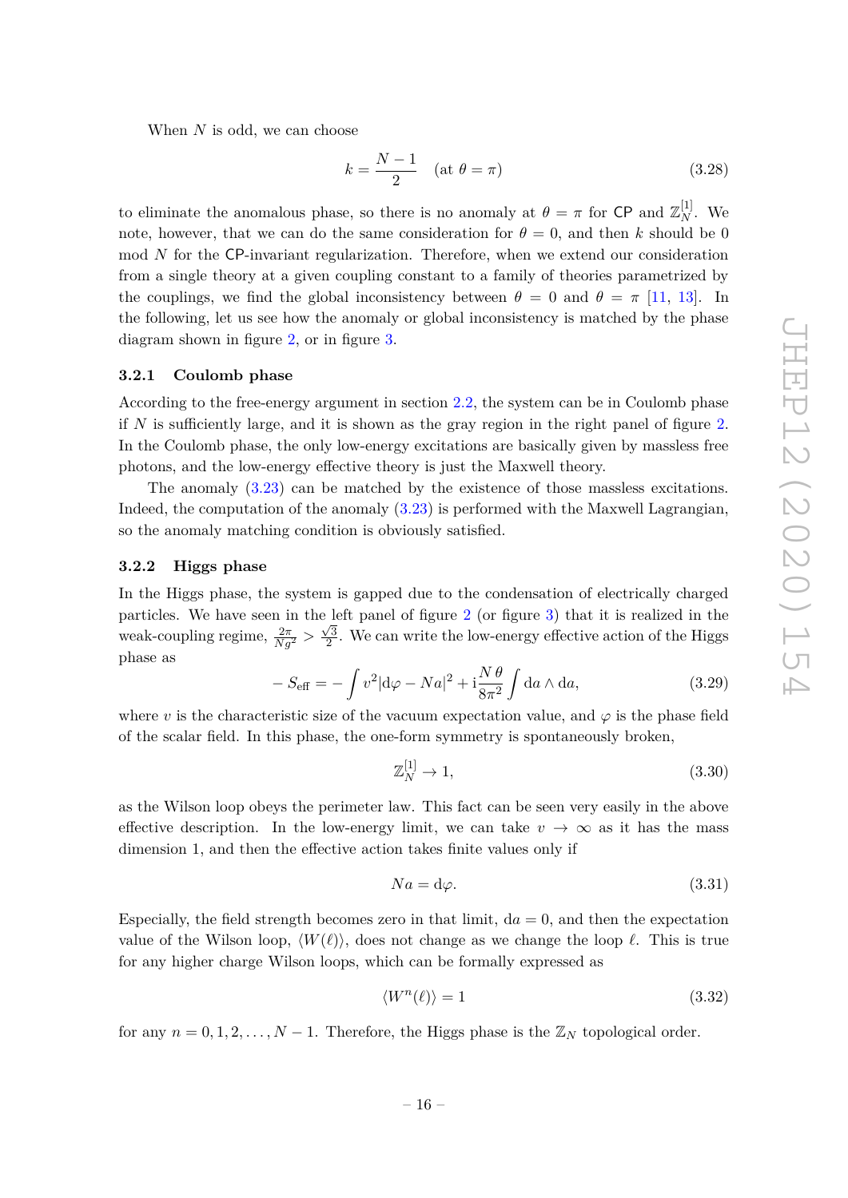When $N$ is odd, we can choose

$$k = \frac{N-1}{2} \quad (\text{at } \theta = \pi) \tag{3.28}$$

to eliminate the anomalous phase, so there is no anomaly at $\theta = \pi$ for $\mathsf{CP}$ and $\mathbb{Z}_N^{[1]}$. We note, however, that we can do the same consideration for $\theta = 0$, and then $k$ should be 0 mod $N$ for the $\mathsf{CP}$-invariant regularization. Therefore, when we extend our consideration from a single theory at a given coupling constant to a family of theories parametrized by the couplings, we find the global inconsistency between $\theta = 0$ and $\theta = \pi$ [11, 13]. In the following, let us see how the anomaly or global inconsistency is matched by the phase diagram shown in figure 2, or in figure 3.

### 3.2.1 Coulomb phase

According to the free-energy argument in section 2.2, the system can be in Coulomb phase if $N$ is sufficiently large, and it is shown as the gray region in the right panel of figure 2. In the Coulomb phase, the only low-energy excitations are basically given by massless free photons, and the low-energy effective theory is just the Maxwell theory.

The anomaly (3.23) can be matched by the existence of those massless excitations. Indeed, the computation of the anomaly (3.23) is performed with the Maxwell Lagrangian, so the anomaly matching condition is obviously satisfied.

### 3.2.2 Higgs phase

In the Higgs phase, the system is gapped due to the condensation of electrically charged particles. We have seen in the left panel of figure 2 (or figure 3) that it is realized in the weak-coupling regime, $\frac{2\pi}{Ng^2} > \frac{\sqrt{3}}{2}$. We can write the low-energy effective action of the Higgs phase as

$$-S_{\text{eff}} = -\int v^2 |\mathrm{d}\varphi - Na|^2 + \mathrm{i}\frac{N\,\theta}{8\pi^2}\int \mathrm{d}a \wedge \mathrm{d}a, \tag{3.29}$$

where $v$ is the characteristic size of the vacuum expectation value, and $\varphi$ is the phase field of the scalar field. In this phase, the one-form symmetry is spontaneously broken,

$$\mathbb{Z}_N^{[1]} \to 1, \tag{3.30}$$

as the Wilson loop obeys the perimeter law. This fact can be seen very easily in the above effective description. In the low-energy limit, we can take $v \to \infty$ as it has the mass dimension 1, and then the effective action takes finite values only if

$$Na = \mathrm{d}\varphi. \tag{3.31}$$

Especially, the field strength becomes zero in that limit, $\mathrm{d}a = 0$, and then the expectation value of the Wilson loop, $\langle W(\ell)\rangle$, does not change as we change the loop $\ell$. This is true for any higher charge Wilson loops, which can be formally expressed as

$$\langle W^n(\ell)\rangle = 1 \tag{3.32}$$

for any $n = 0, 1, 2, \ldots, N-1$. Therefore, the Higgs phase is the $\mathbb{Z}_N$ topological order.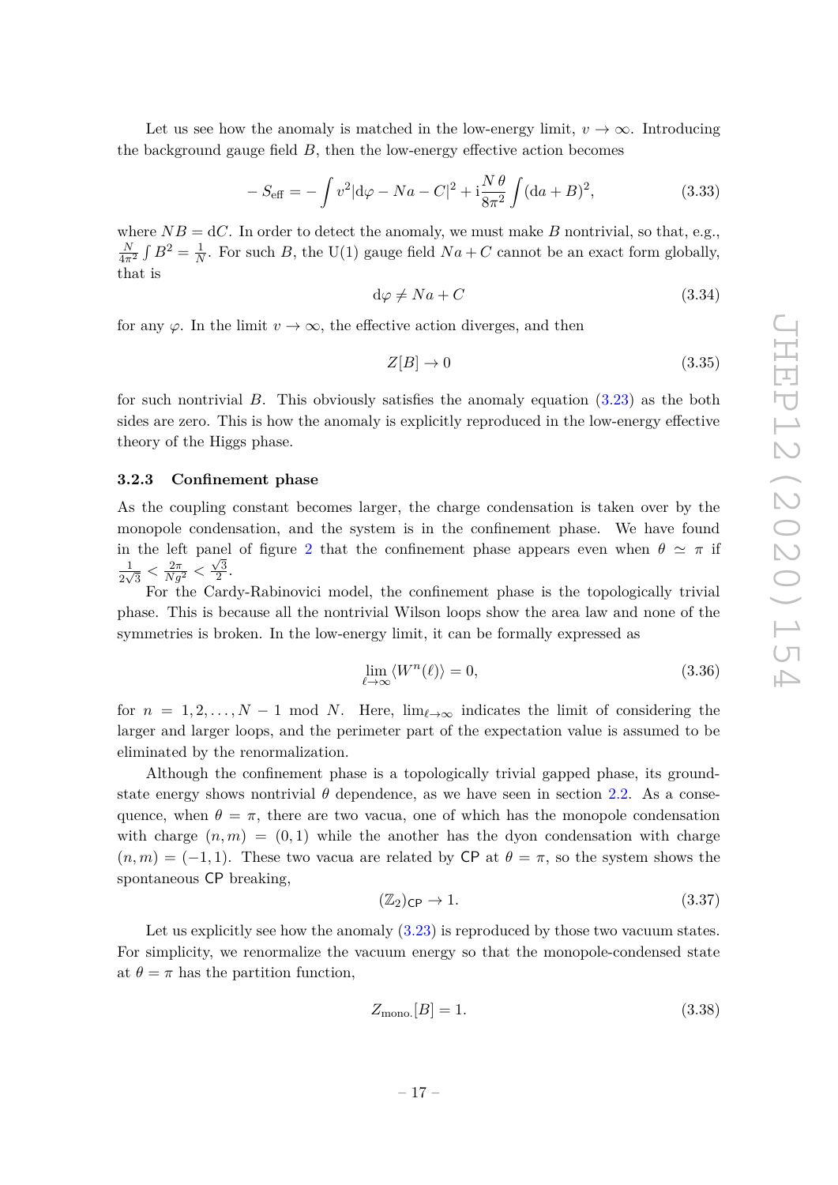Let us see how the anomaly is matched in the low-energy limit, $v \to \infty$. Introducing the background gauge field $B$, then the low-energy effective action becomes

$$
-S_{\text{eff}} = -\int v^2 |\mathrm{d}\varphi - Na - C|^2 + \mathrm{i}\frac{N\,\theta}{8\pi^2}\int (\mathrm{d}a + B)^2, \tag{3.33}
$$

where $NB = \mathrm{d}C$. In order to detect the anomaly, we must make $B$ nontrivial, so that, e.g., $\frac{N}{4\pi^2}\int B^2 = \frac{1}{N}$. For such $B$, the U(1) gauge field $Na + C$ cannot be an exact form globally, that is

$$
\mathrm{d}\varphi \neq Na + C \tag{3.34}
$$

for any $\varphi$. In the limit $v \to \infty$, the effective action diverges, and then

$$
Z[B] \to 0 \tag{3.35}
$$

for such nontrivial $B$. This obviously satisfies the anomaly equation (3.23) as the both sides are zero. This is how the anomaly is explicitly reproduced in the low-energy effective theory of the Higgs phase.

### 3.2.3 Confinement phase

As the coupling constant becomes larger, the charge condensation is taken over by the monopole condensation, and the system is in the confinement phase. We have found in the left panel of figure 2 that the confinement phase appears even when $\theta \simeq \pi$ if $\frac{1}{2\sqrt{3}} < \frac{2\pi}{Ng^2} < \frac{\sqrt{3}}{2}$.

For the Cardy-Rabinovici model, the confinement phase is the topologically trivial phase. This is because all the nontrivial Wilson loops show the area law and none of the symmetries is broken. In the low-energy limit, it can be formally expressed as

$$
\lim_{\ell\to\infty} \langle W^n(\ell)\rangle = 0, \tag{3.36}
$$

for $n = 1, 2, \ldots, N-1 \bmod N$. Here, $\lim_{\ell\to\infty}$ indicates the limit of considering the larger and larger loops, and the perimeter part of the expectation value is assumed to be eliminated by the renormalization.

Although the confinement phase is a topologically trivial gapped phase, its ground-state energy shows nontrivial $\theta$ dependence, as we have seen in section 2.2. As a consequence, when $\theta = \pi$, there are two vacua, one of which has the monopole condensation with charge $(n, m) = (0, 1)$ while the another has the dyon condensation with charge $(n, m) = (-1, 1)$. These two vacua are related by $\mathsf{CP}$ at $\theta = \pi$, so the system shows the spontaneous $\mathsf{CP}$ breaking,

$$
(\mathbb{Z}_2)_{\mathsf{CP}} \to 1. \tag{3.37}
$$

Let us explicitly see how the anomaly (3.23) is reproduced by those two vacuum states. For simplicity, we renormalize the vacuum energy so that the monopole-condensed state at $\theta = \pi$ has the partition function,

$$
Z_{\text{mono.}}[B] = 1. \tag{3.38}
$$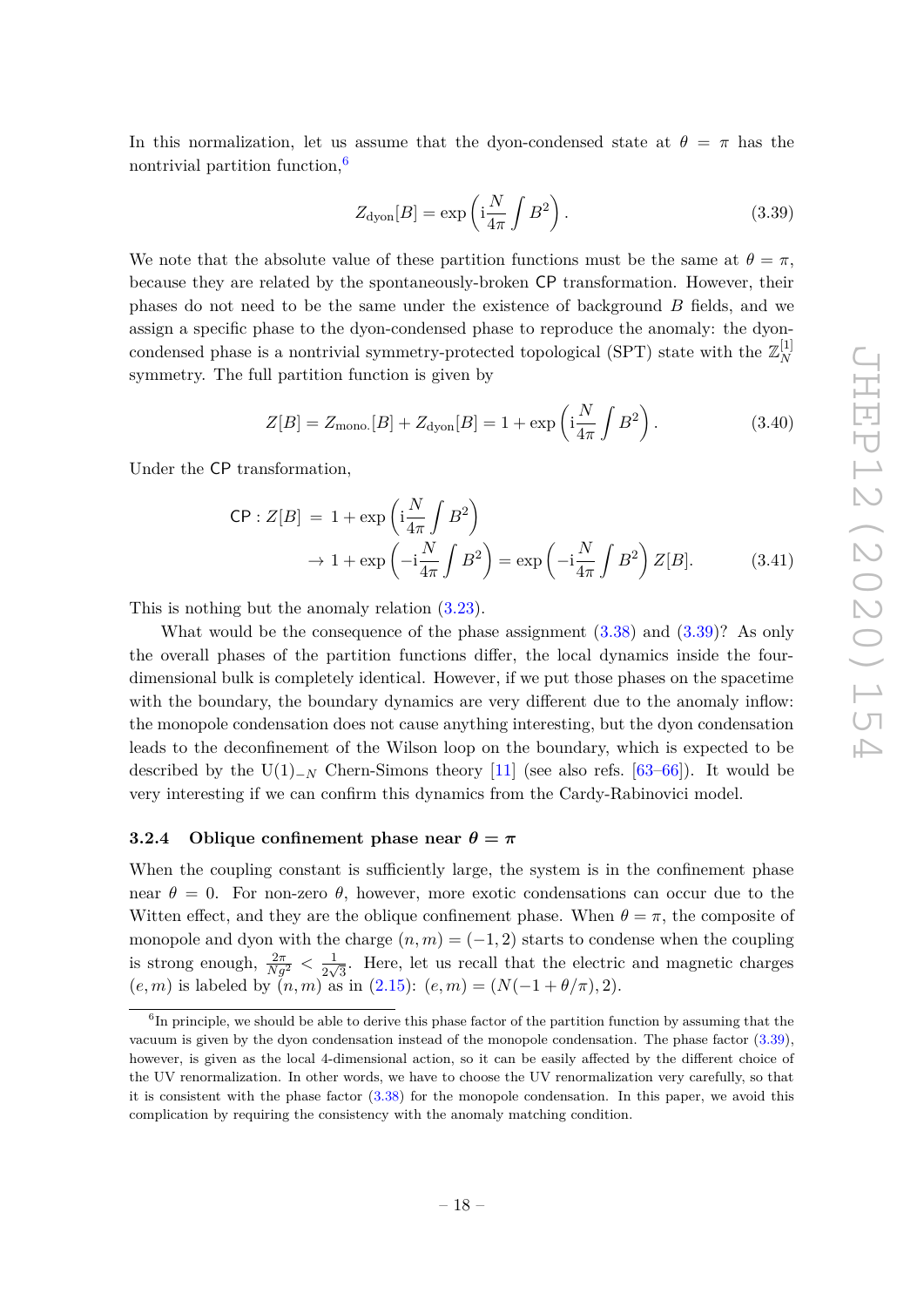In this normalization, let us assume that the dyon-condensed state at $\theta = \pi$ has the nontrivial partition function,[6]

$$Z_{\text{dyon}}[B] = \exp\left(\mathrm{i}\frac{N}{4\pi}\int B^2\right). \tag{3.39}$$

We note that the absolute value of these partition functions must be the same at $\theta = \pi$, because they are related by the spontaneously-broken CP transformation. However, their phases do not need to be the same under the existence of background $B$ fields, and we assign a specific phase to the dyon-condensed phase to reproduce the anomaly: the dyon-condensed phase is a nontrivial symmetry-protected topological (SPT) state with the $\mathbb{Z}_N^{[1]}$ symmetry. The full partition function is given by

$$Z[B] = Z_{\text{mono.}}[B] + Z_{\text{dyon}}[B] = 1 + \exp\left(\mathrm{i}\frac{N}{4\pi}\int B^2\right). \tag{3.40}$$

Under the CP transformation,

$$\begin{aligned}\mathsf{CP} : Z[B] \;&=\; 1 + \exp\left(\mathrm{i}\frac{N}{4\pi}\int B^2\right)\\ &\to 1 + \exp\left(-\mathrm{i}\frac{N}{4\pi}\int B^2\right) = \exp\left(-\mathrm{i}\frac{N}{4\pi}\int B^2\right) Z[B].\end{aligned} \tag{3.41}$$

This is nothing but the anomaly relation (3.23).

What would be the consequence of the phase assignment (3.38) and (3.39)? As only the overall phases of the partition functions differ, the local dynamics inside the four-dimensional bulk is completely identical. However, if we put those phases on the spacetime with the boundary, the boundary dynamics are very different due to the anomaly inflow: the monopole condensation does not cause anything interesting, but the dyon condensation leads to the deconfinement of the Wilson loop on the boundary, which is expected to be described by the $\mathrm{U}(1)_{-N}$ Chern-Simons theory [11] (see also refs. [63–66]). It would be very interesting if we can confirm this dynamics from the Cardy-Rabinovici model.

### 3.2.4 Oblique confinement phase near $\theta = \pi$

When the coupling constant is sufficiently large, the system is in the confinement phase near $\theta = 0$. For non-zero $\theta$, however, more exotic condensations can occur due to the Witten effect, and they are the oblique confinement phase. When $\theta = \pi$, the composite of monopole and dyon with the charge $(n, m) = (-1, 2)$ starts to condense when the coupling is strong enough, $\frac{2\pi}{Ng^2} < \frac{1}{2\sqrt{3}}$. Here, let us recall that the electric and magnetic charges $(e, m)$ is labeled by $(n, m)$ as in (2.15): $(e, m) = (N(-1 + \theta/\pi), 2)$.

---

[6] In principle, we should be able to derive this phase factor of the partition function by assuming that the vacuum is given by the dyon condensation instead of the monopole condensation. The phase factor (3.39), however, is given as the local 4-dimensional action, so it can be easily affected by the different choice of the UV renormalization. In other words, we have to choose the UV renormalization very carefully, so that it is consistent with the phase factor (3.38) for the monopole condensation. In this paper, we avoid this complication by requiring the consistency with the anomaly matching condition.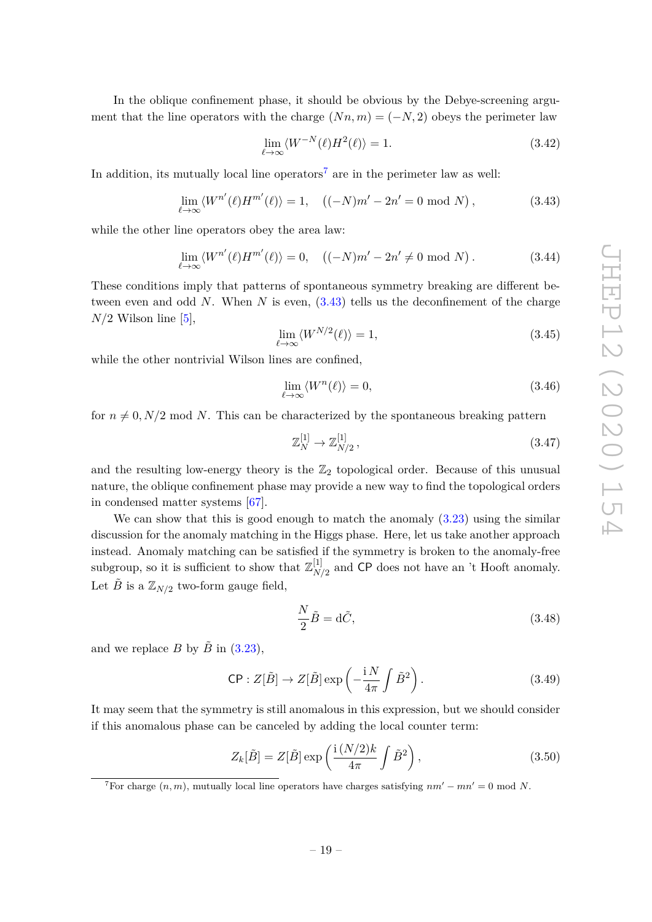In the oblique confinement phase, it should be obvious by the Debye-screening argument that the line operators with the charge $(Nn, m) = (-N, 2)$ obeys the perimeter law

$$\lim_{\ell\to\infty} \langle W^{-N}(\ell) H^2(\ell)\rangle = 1. \tag{3.42}$$

In addition, its mutually local line operators[7] are in the perimeter law as well:

$$\lim_{\ell\to\infty} \langle W^{n'}(\ell) H^{m'}(\ell)\rangle = 1, \quad ((-N)m' - 2n' = 0 \bmod N)\,, \tag{3.43}$$

while the other line operators obey the area law:

$$\lim_{\ell\to\infty} \langle W^{n'}(\ell) H^{m'}(\ell)\rangle = 0, \quad ((-N)m' - 2n' \neq 0 \bmod N)\,. \tag{3.44}$$

These conditions imply that patterns of spontaneous symmetry breaking are different between even and odd $N$. When $N$ is even, (3.43) tells us the deconfinement of the charge $N/2$ Wilson line [5],

$$\lim_{\ell\to\infty} \langle W^{N/2}(\ell)\rangle = 1, \tag{3.45}$$

while the other nontrivial Wilson lines are confined,

$$\lim_{\ell\to\infty} \langle W^{n}(\ell)\rangle = 0, \tag{3.46}$$

for $n \neq 0, N/2 \bmod N$. This can be characterized by the spontaneous breaking pattern

$$\mathbb{Z}_N^{[1]} \to \mathbb{Z}_{N/2}^{[1]}\,, \tag{3.47}$$

and the resulting low-energy theory is the $\mathbb{Z}_2$ topological order. Because of this unusual nature, the oblique confinement phase may provide a new way to find the topological orders in condensed matter systems [67].

We can show that this is good enough to match the anomaly (3.23) using the similar discussion for the anomaly matching in the Higgs phase. Here, let us take another approach instead. Anomaly matching can be satisfied if the symmetry is broken to the anomaly-free subgroup, so it is sufficient to show that $\mathbb{Z}_{N/2}^{[1]}$ and $\mathsf{CP}$ does not have an 't Hooft anomaly. Let $\tilde{B}$ is a $\mathbb{Z}_{N/2}$ two-form gauge field,

$$\frac{N}{2}\tilde{B} = \mathrm{d}\tilde{C}, \tag{3.48}$$

and we replace $B$ by $\tilde{B}$ in (3.23),

$$\mathsf{CP} : Z[\tilde{B}] \to Z[\tilde{B}] \exp\left(-\frac{\mathrm{i}\,N}{4\pi}\int \tilde{B}^2\right). \tag{3.49}$$

It may seem that the symmetry is still anomalous in this expression, but we should consider if this anomalous phase can be canceled by adding the local counter term:

$$Z_k[\tilde{B}] = Z[\tilde{B}] \exp\left(\frac{\mathrm{i}\,(N/2)k}{4\pi}\int \tilde{B}^2\right), \tag{3.50}$$

[7] For charge $(n, m)$, mutually local line operators have charges satisfying $nm' - mn' = 0 \bmod N$.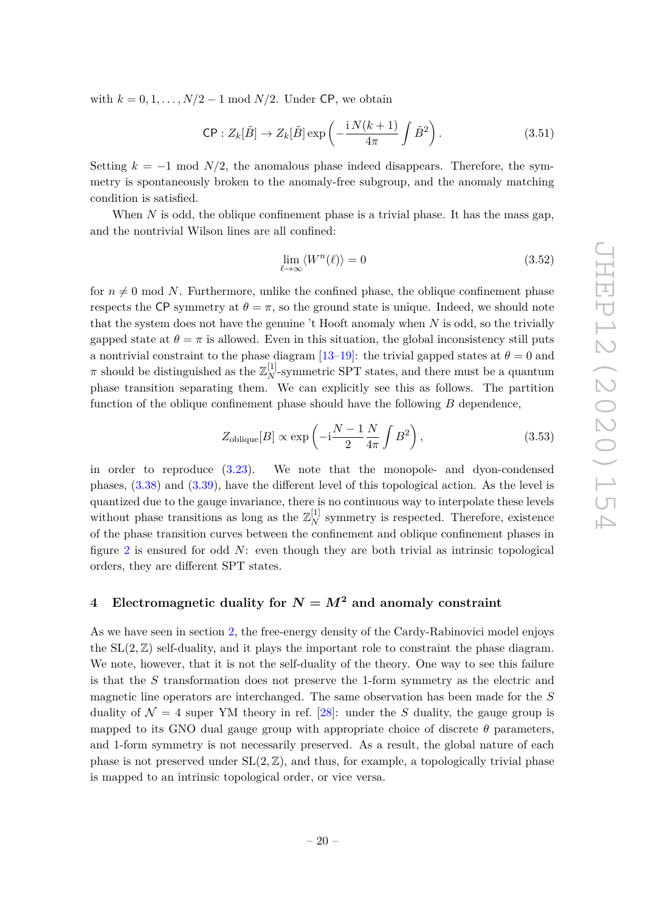with $k = 0, 1, \ldots, N/2 - 1 \bmod N/2$. Under $\mathsf{CP}$, we obtain

$$\mathsf{CP} : Z_k[\tilde{B}] \to Z_k[\tilde{B}] \exp\left(-\frac{\mathrm{i}\, N(k+1)}{4\pi} \int \tilde{B}^2\right). \tag{3.51}$$

Setting $k = -1 \bmod N/2$, the anomalous phase indeed disappears. Therefore, the symmetry is spontaneously broken to the anomaly-free subgroup, and the anomaly matching condition is satisfied.

When $N$ is odd, the oblique confinement phase is a trivial phase. It has the mass gap, and the nontrivial Wilson lines are all confined:

$$\lim_{\ell \to \infty} \langle W^n(\ell) \rangle = 0 \tag{3.52}$$

for $n \neq 0 \bmod N$. Furthermore, unlike the confined phase, the oblique confinement phase respects the $\mathsf{CP}$ symmetry at $\theta = \pi$, so the ground state is unique. Indeed, we should note that the system does not have the genuine 't Hooft anomaly when $N$ is odd, so the trivially gapped state at $\theta = \pi$ is allowed. Even in this situation, the global inconsistency still puts a nontrivial constraint to the phase diagram [13–19]: the trivial gapped states at $\theta = 0$ and $\pi$ should be distinguished as the $\mathbb{Z}_N^{[1]}$-symmetric SPT states, and there must be a quantum phase transition separating them. We can explicitly see this as follows. The partition function of the oblique confinement phase should have the following $B$ dependence,

$$Z_{\text{oblique}}[B] \propto \exp\left(-\mathrm{i}\frac{N-1}{2}\frac{N}{4\pi} \int B^2\right), \tag{3.53}$$

in order to reproduce (3.23). We note that the monopole- and dyon-condensed phases, (3.38) and (3.39), have the different level of this topological action. As the level is quantized due to the gauge invariance, there is no continuous way to interpolate these levels without phase transitions as long as the $\mathbb{Z}_N^{[1]}$ symmetry is respected. Therefore, existence of the phase transition curves between the confinement and oblique confinement phases in figure 2 is ensured for odd $N$: even though they are both trivial as intrinsic topological orders, they are different SPT states.

## 4 Electromagnetic duality for $N = M^2$ and anomaly constraint

As we have seen in section 2, the free-energy density of the Cardy-Rabinovici model enjoys the $\mathrm{SL}(2, \mathbb{Z})$ self-duality, and it plays the important role to constraint the phase diagram. We note, however, that it is not the self-duality of the theory. One way to see this failure is that the $S$ transformation does not preserve the 1-form symmetry as the electric and magnetic line operators are interchanged. The same observation has been made for the $S$ duality of $\mathcal{N} = 4$ super YM theory in ref. [28]: under the $S$ duality, the gauge group is mapped to its GNO dual gauge group with appropriate choice of discrete $\theta$ parameters, and 1-form symmetry is not necessarily preserved. As a result, the global nature of each phase is not preserved under $\mathrm{SL}(2, \mathbb{Z})$, and thus, for example, a topologically trivial phase is mapped to an intrinsic topological order, or vice versa.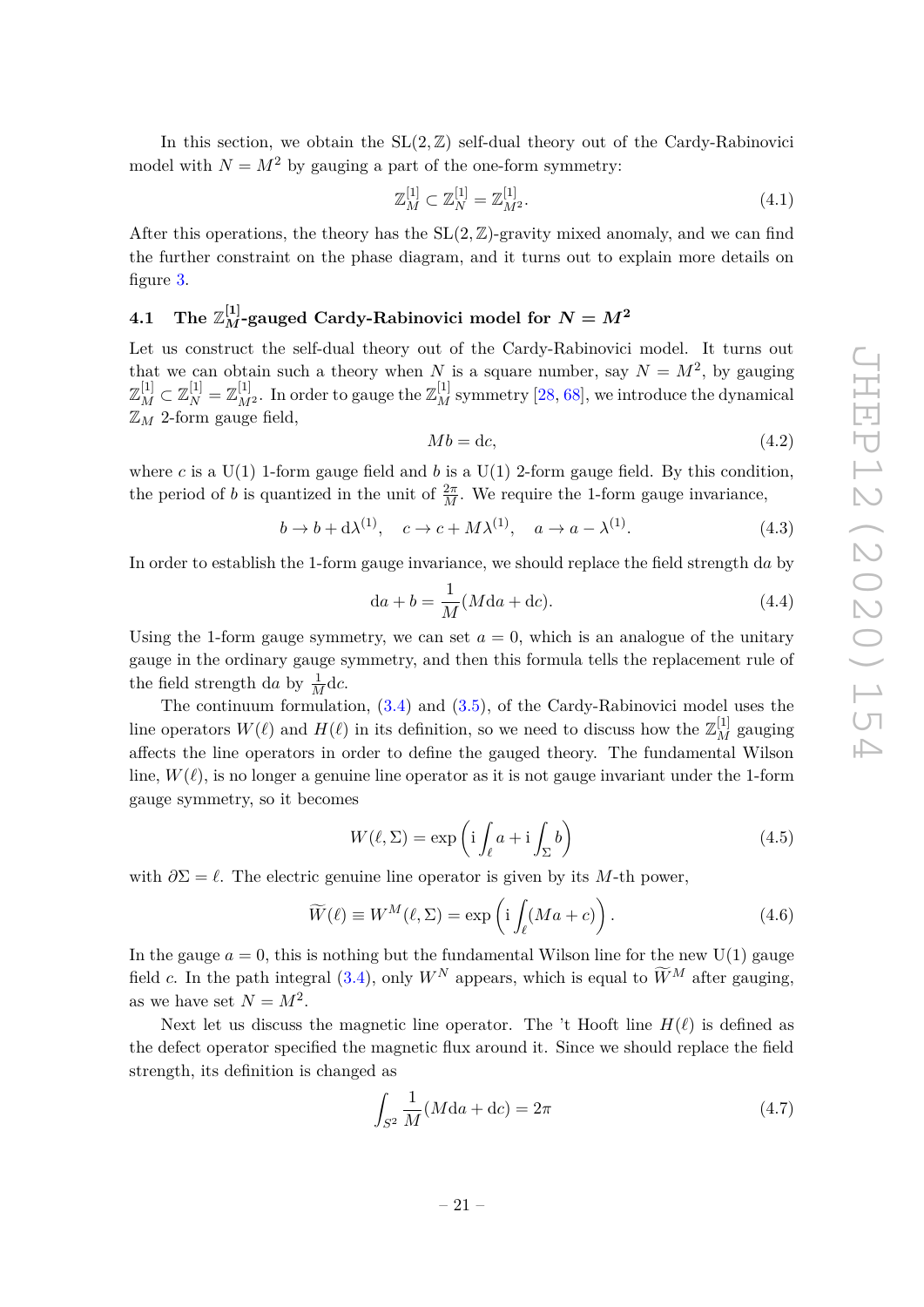In this section, we obtain the $\mathrm{SL}(2,\mathbb{Z})$ self-dual theory out of the Cardy-Rabinovici model with $N = M^2$ by gauging a part of the one-form symmetry:

$$\mathbb{Z}_M^{[1]} \subset \mathbb{Z}_N^{[1]} = \mathbb{Z}_{M^2}^{[1]}. \tag{4.1}$$

After this operations, the theory has the $\mathrm{SL}(2,\mathbb{Z})$-gravity mixed anomaly, and we can find the further constraint on the phase diagram, and it turns out to explain more details on figure 3.

## 4.1 The $\mathbb{Z}_M^{[1]}$-gauged Cardy-Rabinovici model for $N = M^2$

Let us construct the self-dual theory out of the Cardy-Rabinovici model. It turns out that we can obtain such a theory when $N$ is a square number, say $N = M^2$, by gauging $\mathbb{Z}_M^{[1]} \subset \mathbb{Z}_N^{[1]} = \mathbb{Z}_{M^2}^{[1]}$. In order to gauge the $\mathbb{Z}_M^{[1]}$ symmetry [28, 68], we introduce the dynamical $\mathbb{Z}_M$ 2-form gauge field,

$$Mb = \mathrm{d}c, \tag{4.2}$$

where $c$ is a U(1) 1-form gauge field and $b$ is a U(1) 2-form gauge field. By this condition, the period of $b$ is quantized in the unit of $\frac{2\pi}{M}$. We require the 1-form gauge invariance,

$$b \to b + \mathrm{d}\lambda^{(1)}, \quad c \to c + M\lambda^{(1)}, \quad a \to a - \lambda^{(1)}. \tag{4.3}$$

In order to establish the 1-form gauge invariance, we should replace the field strength $\mathrm{d}a$ by

$$\mathrm{d}a + b = \frac{1}{M}(M\mathrm{d}a + \mathrm{d}c). \tag{4.4}$$

Using the 1-form gauge symmetry, we can set $a = 0$, which is an analogue of the unitary gauge in the ordinary gauge symmetry, and then this formula tells the replacement rule of the field strength $\mathrm{d}a$ by $\frac{1}{M}\mathrm{d}c$.

The continuum formulation, (3.4) and (3.5), of the Cardy-Rabinovici model uses the line operators $W(\ell)$ and $H(\ell)$ in its definition, so we need to discuss how the $\mathbb{Z}_M^{[1]}$ gauging affects the line operators in order to define the gauged theory. The fundamental Wilson line, $W(\ell)$, is no longer a genuine line operator as it is not gauge invariant under the 1-form gauge symmetry, so it becomes

$$W(\ell,\Sigma) = \exp\left(\mathrm{i}\int_\ell a + \mathrm{i}\int_\Sigma b\right) \tag{4.5}$$

with $\partial\Sigma = \ell$. The electric genuine line operator is given by its $M$-th power,

$$\widetilde{W}(\ell) \equiv W^M(\ell,\Sigma) = \exp\left(\mathrm{i}\int_\ell (Ma + c)\right). \tag{4.6}$$

In the gauge $a = 0$, this is nothing but the fundamental Wilson line for the new U(1) gauge field $c$. In the path integral (3.4), only $W^N$ appears, which is equal to $\widetilde{W}^M$ after gauging, as we have set $N = M^2$.

Next let us discuss the magnetic line operator. The 't Hooft line $H(\ell)$ is defined as the defect operator specified the magnetic flux around it. Since we should replace the field strength, its definition is changed as

$$\int_{S^2} \frac{1}{M}(M\mathrm{d}a + \mathrm{d}c) = 2\pi \tag{4.7}$$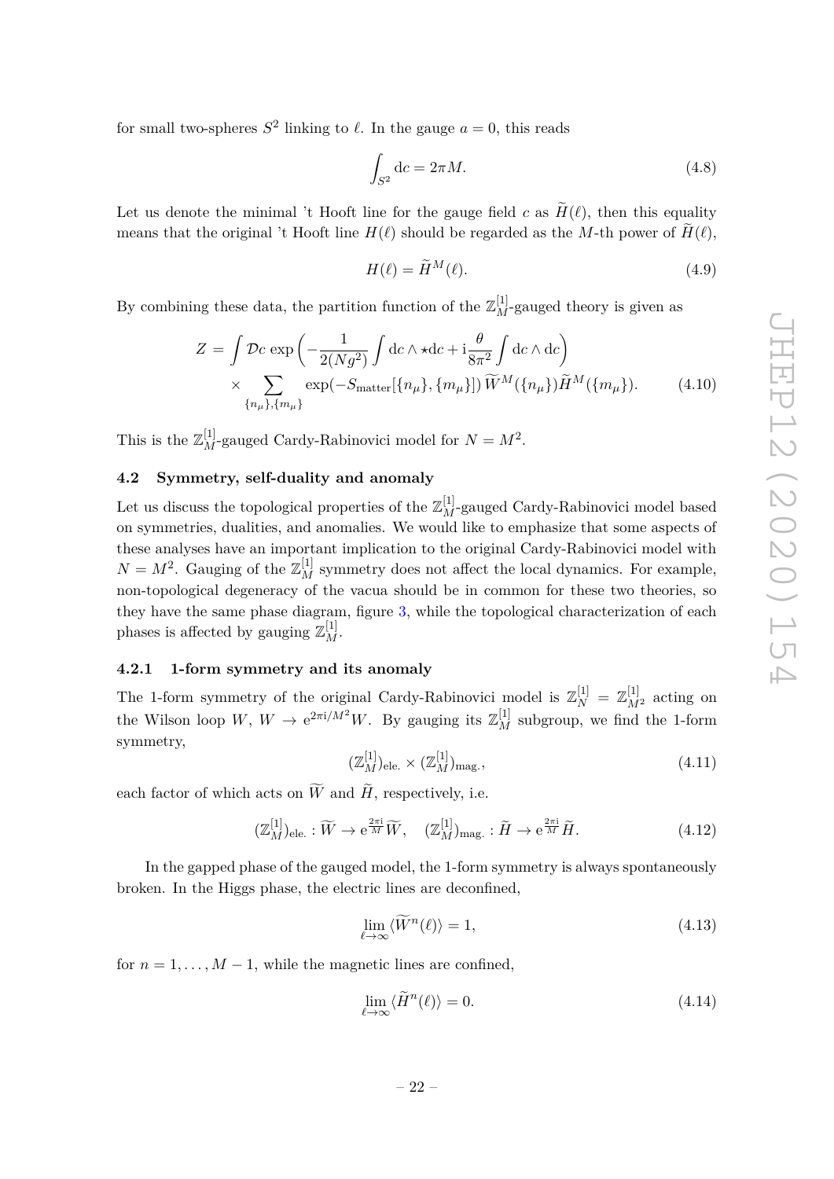for small two-spheres $S^2$ linking to $\ell$. In the gauge $a = 0$, this reads

$$\int_{S^2} \mathrm{d}c = 2\pi M. \tag{4.8}$$

Let us denote the minimal 't Hooft line for the gauge field $c$ as $\widetilde{H}(\ell)$, then this equality means that the original 't Hooft line $H(\ell)$ should be regarded as the $M$-th power of $\widetilde{H}(\ell)$,

$$H(\ell) = \widetilde{H}^M(\ell). \tag{4.9}$$

By combining these data, the partition function of the $\mathbb{Z}_M^{[1]}$-gauged theory is given as

$$\begin{aligned} Z = \int \mathcal{D}c \, \exp\left( -\frac{1}{2(Ng^2)} \int \mathrm{d}c \wedge \star \mathrm{d}c + \mathrm{i} \frac{\theta}{8\pi^2} \int \mathrm{d}c \wedge \mathrm{d}c \right) \\ \times \sum_{\{n_\mu\}, \{m_\mu\}} \exp(-S_{\mathrm{matter}}[\{n_\mu\}, \{m_\mu\}]) \, \widetilde{W}^M(\{n_\mu\}) \widetilde{H}^M(\{m_\mu\}). \end{aligned} \tag{4.10}$$

This is the $\mathbb{Z}_M^{[1]}$-gauged Cardy-Rabinovici model for $N = M^2$.

### 4.2 Symmetry, self-duality and anomaly

Let us discuss the topological properties of the $\mathbb{Z}_M^{[1]}$-gauged Cardy-Rabinovici model based on symmetries, dualities, and anomalies. We would like to emphasize that some aspects of these analyses have an important implication to the original Cardy-Rabinovici model with $N = M^2$. Gauging of the $\mathbb{Z}_M^{[1]}$ symmetry does not affect the local dynamics. For example, non-topological degeneracy of the vacua should be in common for these two theories, so they have the same phase diagram, figure 3, while the topological characterization of each phases is affected by gauging $\mathbb{Z}_M^{[1]}$.

#### 4.2.1 1-form symmetry and its anomaly

The 1-form symmetry of the original Cardy-Rabinovici model is $\mathbb{Z}_N^{[1]} = \mathbb{Z}_{M^2}^{[1]}$ acting on the Wilson loop $W$, $W \to \mathrm{e}^{2\pi\mathrm{i}/M^2} W$. By gauging its $\mathbb{Z}_M^{[1]}$ subgroup, we find the 1-form symmetry,

$$(\mathbb{Z}_M^{[1]})_{\mathrm{ele.}} \times (\mathbb{Z}_M^{[1]})_{\mathrm{mag.}}, \tag{4.11}$$

each factor of which acts on $\widetilde{W}$ and $\widetilde{H}$, respectively, i.e.

$$(\mathbb{Z}_M^{[1]})_{\mathrm{ele.}} : \widetilde{W} \to \mathrm{e}^{\frac{2\pi\mathrm{i}}{M}} \widetilde{W}, \quad (\mathbb{Z}_M^{[1]})_{\mathrm{mag.}} : \widetilde{H} \to \mathrm{e}^{\frac{2\pi\mathrm{i}}{M}} \widetilde{H}. \tag{4.12}$$

In the gapped phase of the gauged model, the 1-form symmetry is always spontaneously broken. In the Higgs phase, the electric lines are deconfined,

$$\lim_{\ell \to \infty} \langle \widetilde{W}^n(\ell) \rangle = 1, \tag{4.13}$$

for $n = 1, \ldots, M-1$, while the magnetic lines are confined,

$$\lim_{\ell \to \infty} \langle \widetilde{H}^n(\ell) \rangle = 0. \tag{4.14}$$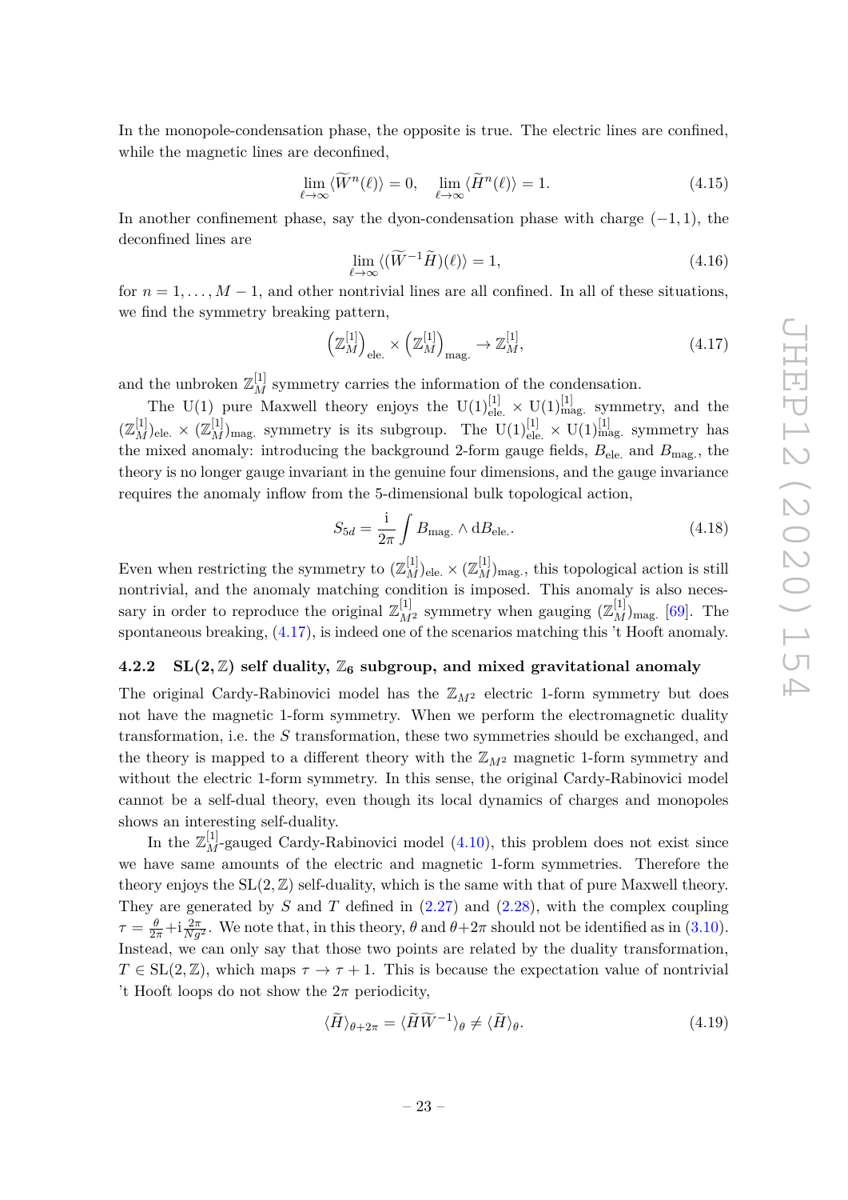In the monopole-condensation phase, the opposite is true. The electric lines are confined, while the magnetic lines are deconfined,

$$\lim_{\ell\to\infty}\langle \widetilde{W}^n(\ell)\rangle = 0, \quad \lim_{\ell\to\infty}\langle \widetilde{H}^n(\ell)\rangle = 1. \tag{4.15}$$

In another confinement phase, say the dyon-condensation phase with charge $(-1,1)$, the deconfined lines are

$$\lim_{\ell\to\infty}\langle (\widetilde{W}^{-1}\widetilde{H})(\ell)\rangle = 1, \tag{4.16}$$

for $n = 1,\dots,M-1$, and other nontrivial lines are all confined. In all of these situations, we find the symmetry breaking pattern,

$$\left(\mathbb{Z}_M^{[1]}\right)_{\text{ele.}} \times \left(\mathbb{Z}_M^{[1]}\right)_{\text{mag.}} \to \mathbb{Z}_M^{[1]}, \tag{4.17}$$

and the unbroken $\mathbb{Z}_M^{[1]}$ symmetry carries the information of the condensation.

The U(1) pure Maxwell theory enjoys the $\mathrm{U}(1)^{[1]}_{\text{ele.}} \times \mathrm{U}(1)^{[1]}_{\text{mag.}}$ symmetry, and the $(\mathbb{Z}_M^{[1]})_{\text{ele.}} \times (\mathbb{Z}_M^{[1]})_{\text{mag.}}$ symmetry is its subgroup. The $\mathrm{U}(1)^{[1]}_{\text{ele.}} \times \mathrm{U}(1)^{[1]}_{\text{mag.}}$ symmetry has the mixed anomaly: introducing the background 2-form gauge fields, $B_{\text{ele.}}$ and $B_{\text{mag.}}$, the theory is no longer gauge invariant in the genuine four dimensions, and the gauge invariance requires the anomaly inflow from the 5-dimensional bulk topological action,

$$S_{5d} = \frac{\mathrm{i}}{2\pi}\int B_{\text{mag.}} \wedge \mathrm{d}B_{\text{ele.}}. \tag{4.18}$$

Even when restricting the symmetry to $(\mathbb{Z}_M^{[1]})_{\text{ele.}} \times (\mathbb{Z}_M^{[1]})_{\text{mag.}}$, this topological action is still nontrivial, and the anomaly matching condition is imposed. This anomaly is also necessary in order to reproduce the original $\mathbb{Z}_{M^2}^{[1]}$ symmetry when gauging $(\mathbb{Z}_M^{[1]})_{\text{mag.}}$ [69]. The spontaneous breaking, (4.17), is indeed one of the scenarios matching this 't Hooft anomaly.

### 4.2.2 SL(2, ℤ) self duality, $\mathbb{Z}_6$ subgroup, and mixed gravitational anomaly

The original Cardy-Rabinovici model has the $\mathbb{Z}_{M^2}$ electric 1-form symmetry but does not have the magnetic 1-form symmetry. When we perform the electromagnetic duality transformation, i.e. the $S$ transformation, these two symmetries should be exchanged, and the theory is mapped to a different theory with the $\mathbb{Z}_{M^2}$ magnetic 1-form symmetry and without the electric 1-form symmetry. In this sense, the original Cardy-Rabinovici model cannot be a self-dual theory, even though its local dynamics of charges and monopoles shows an interesting self-duality.

In the $\mathbb{Z}_M^{[1]}$-gauged Cardy-Rabinovici model (4.10), this problem does not exist since we have same amounts of the electric and magnetic 1-form symmetries. Therefore the theory enjoys the $\mathrm{SL}(2,\mathbb{Z})$ self-duality, which is the same with that of pure Maxwell theory. They are generated by $S$ and $T$ defined in (2.27) and (2.28), with the complex coupling $\tau = \frac{\theta}{2\pi} + \mathrm{i}\frac{2\pi}{Ng^2}$. We note that, in this theory, $\theta$ and $\theta+2\pi$ should not be identified as in (3.10). Instead, we can only say that those two points are related by the duality transformation, $T \in \mathrm{SL}(2,\mathbb{Z})$, which maps $\tau \to \tau+1$. This is because the expectation value of nontrivial 't Hooft loops do not show the $2\pi$ periodicity,

$$\langle \widetilde{H}\rangle_{\theta+2\pi} = \langle \widetilde{H}\widetilde{W}^{-1}\rangle_{\theta} \neq \langle \widetilde{H}\rangle_{\theta}. \tag{4.19}$$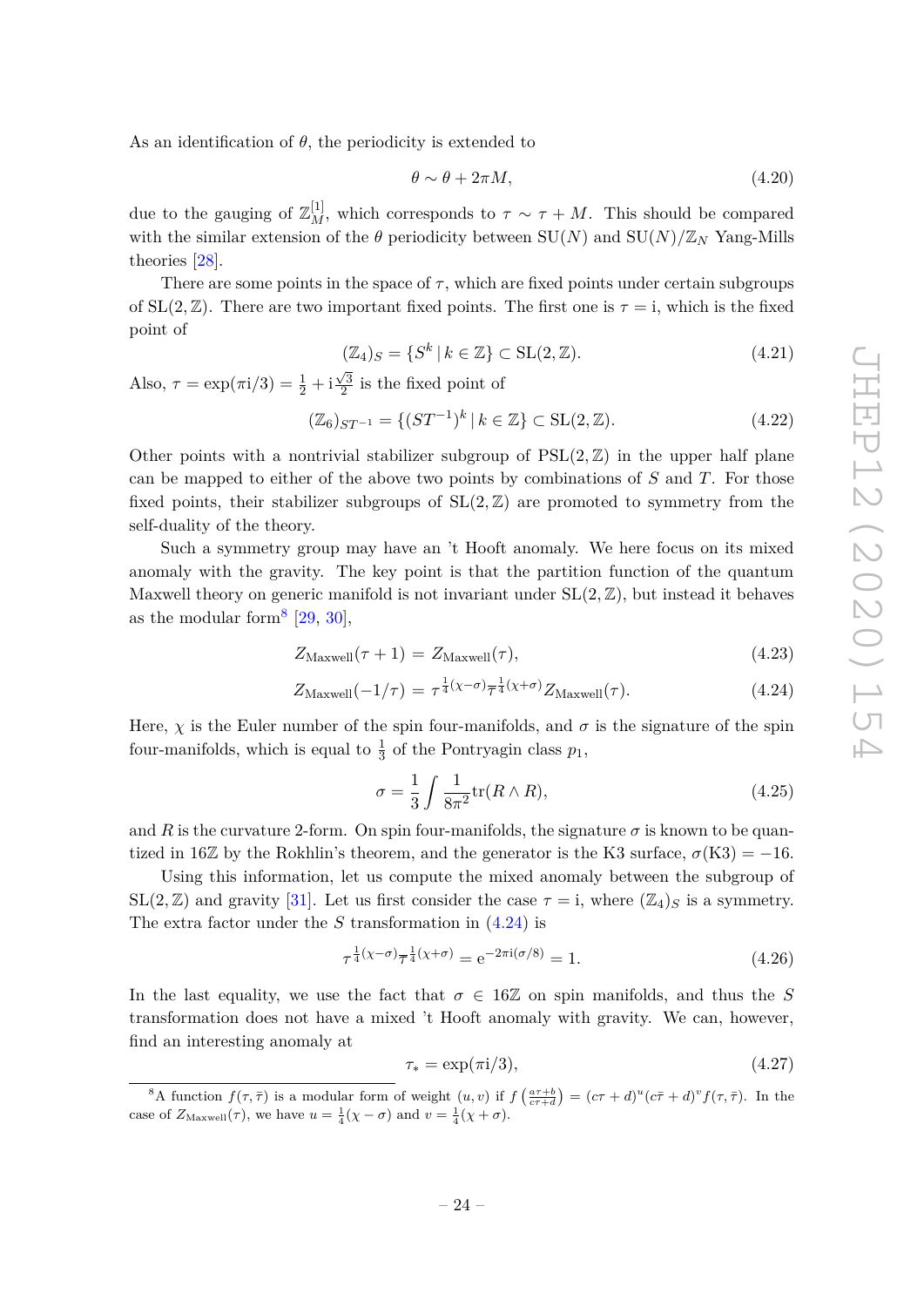As an identification of $\theta$, the periodicity is extended to

$$\theta \sim \theta + 2\pi M, \tag{4.20}$$

due to the gauging of $\mathbb{Z}_M^{[1]}$, which corresponds to $\tau \sim \tau + M$. This should be compared with the similar extension of the $\theta$ periodicity between $\mathrm{SU}(N)$ and $\mathrm{SU}(N)/\mathbb{Z}_N$ Yang-Mills theories [28].

There are some points in the space of $\tau$, which are fixed points under certain subgroups of $\mathrm{SL}(2,\mathbb{Z})$. There are two important fixed points. The first one is $\tau = \mathrm{i}$, which is the fixed point of

$$(\mathbb{Z}_4)_S = \{S^k \,|\, k \in \mathbb{Z}\} \subset \mathrm{SL}(2,\mathbb{Z}). \tag{4.21}$$

Also, $\tau = \exp(\pi\mathrm{i}/3) = \frac{1}{2} + \mathrm{i}\frac{\sqrt{3}}{2}$ is the fixed point of

$$(\mathbb{Z}_6)_{ST^{-1}} = \{(ST^{-1})^k \,|\, k \in \mathbb{Z}\} \subset \mathrm{SL}(2,\mathbb{Z}). \tag{4.22}$$

Other points with a nontrivial stabilizer subgroup of $\mathrm{PSL}(2,\mathbb{Z})$ in the upper half plane can be mapped to either of the above two points by combinations of $S$ and $T$. For those fixed points, their stabilizer subgroups of $\mathrm{SL}(2,\mathbb{Z})$ are promoted to symmetry from the self-duality of the theory.

Such a symmetry group may have an 't Hooft anomaly. We here focus on its mixed anomaly with the gravity. The key point is that the partition function of the quantum Maxwell theory on generic manifold is not invariant under $\mathrm{SL}(2,\mathbb{Z})$, but instead it behaves as the modular form[8] [29, 30],

$$Z_{\mathrm{Maxwell}}(\tau + 1) = Z_{\mathrm{Maxwell}}(\tau), \tag{4.23}$$

$$Z_{\mathrm{Maxwell}}(-1/\tau) = \tau^{\frac{1}{4}(\chi-\sigma)}\bar{\tau}^{\frac{1}{4}(\chi+\sigma)} Z_{\mathrm{Maxwell}}(\tau). \tag{4.24}$$

Here, $\chi$ is the Euler number of the spin four-manifolds, and $\sigma$ is the signature of the spin four-manifolds, which is equal to $\frac{1}{3}$ of the Pontryagin class $p_1$,

$$\sigma = \frac{1}{3}\int \frac{1}{8\pi^2}\mathrm{tr}(R\wedge R), \tag{4.25}$$

and $R$ is the curvature 2-form. On spin four-manifolds, the signature $\sigma$ is known to be quantized in $16\mathbb{Z}$ by the Rokhlin's theorem, and the generator is the K3 surface, $\sigma(\mathrm{K3}) = -16$.

Using this information, let us compute the mixed anomaly between the subgroup of $\mathrm{SL}(2,\mathbb{Z})$ and gravity [31]. Let us first consider the case $\tau = \mathrm{i}$, where $(\mathbb{Z}_4)_S$ is a symmetry. The extra factor under the $S$ transformation in (4.24) is

$$\tau^{\frac{1}{4}(\chi-\sigma)}\bar{\tau}^{\frac{1}{4}(\chi+\sigma)} = \mathrm{e}^{-2\pi\mathrm{i}(\sigma/8)} = 1. \tag{4.26}$$

In the last equality, we use the fact that $\sigma \in 16\mathbb{Z}$ on spin manifolds, and thus the $S$ transformation does not have a mixed 't Hooft anomaly with gravity. We can, however, find an interesting anomaly at

$$\tau_* = \exp(\pi\mathrm{i}/3), \tag{4.27}$$

[8] A function $f(\tau,\bar{\tau})$ is a modular form of weight $(u,v)$ if $f\left(\frac{a\tau+b}{c\tau+d}\right) = (c\tau+d)^u(c\bar{\tau}+d)^v f(\tau,\bar{\tau})$. In the case of $Z_{\mathrm{Maxwell}}(\tau)$, we have $u = \frac{1}{4}(\chi-\sigma)$ and $v = \frac{1}{4}(\chi+\sigma)$.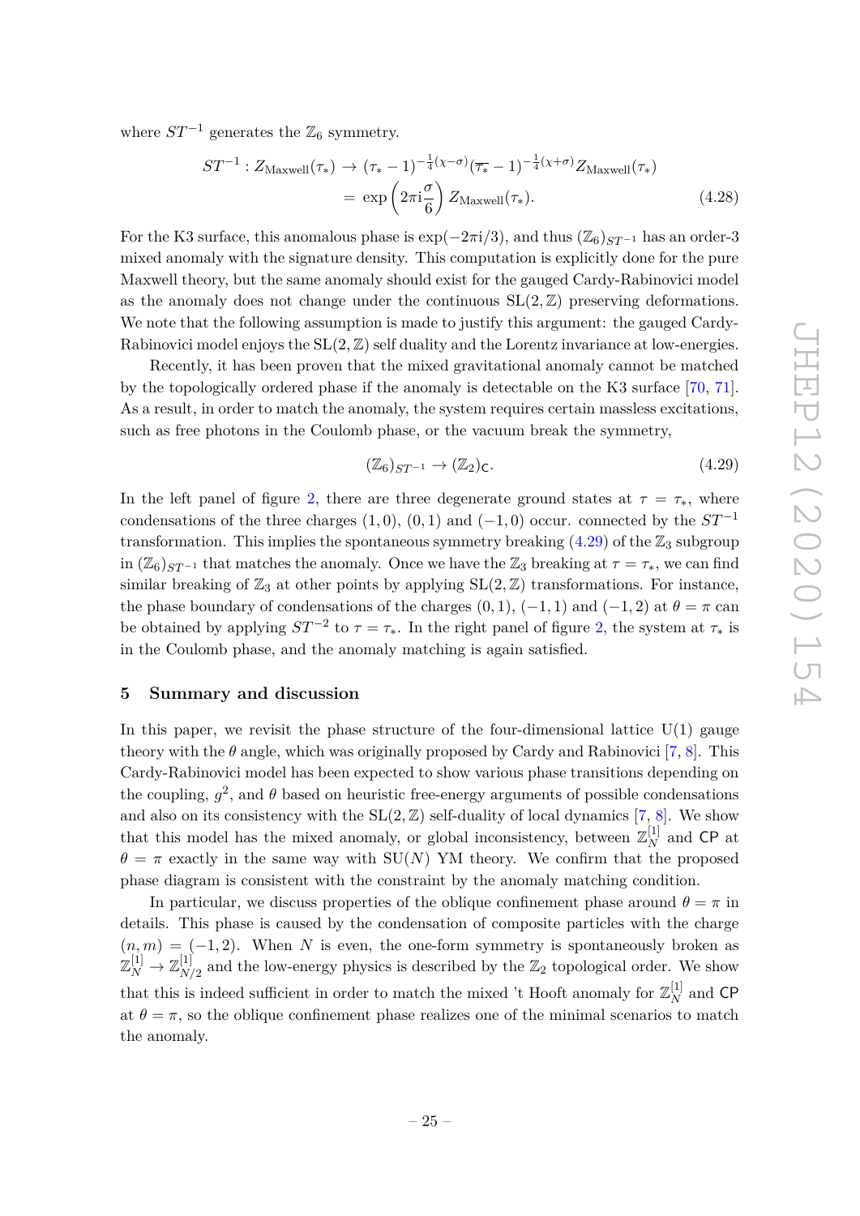where $ST^{-1}$ generates the $\mathbb{Z}_6$ symmetry.

$$
\begin{aligned}
ST^{-1} : Z_{\text{Maxwell}}(\tau_*) &\to (\tau_* - 1)^{-\frac{1}{4}(\chi-\sigma)}(\overline{\tau_*} - 1)^{-\frac{1}{4}(\chi+\sigma)} Z_{\text{Maxwell}}(\tau_*) \\
&= \exp\left(2\pi \mathrm{i} \frac{\sigma}{6}\right) Z_{\text{Maxwell}}(\tau_*).
\end{aligned} \tag{4.28}
$$

For the K3 surface, this anomalous phase is $\exp(-2\pi\mathrm{i}/3)$, and thus $(\mathbb{Z}_6)_{ST^{-1}}$ has an order-3 mixed anomaly with the signature density. This computation is explicitly done for the pure Maxwell theory, but the same anomaly should exist for the gauged Cardy-Rabinovici model as the anomaly does not change under the continuous $\mathrm{SL}(2,\mathbb{Z})$ preserving deformations. We note that the following assumption is made to justify this argument: the gauged Cardy-Rabinovici model enjoys the $\mathrm{SL}(2,\mathbb{Z})$ self duality and the Lorentz invariance at low-energies.

Recently, it has been proven that the mixed gravitational anomaly cannot be matched by the topologically ordered phase if the anomaly is detectable on the K3 surface [70, 71]. As a result, in order to match the anomaly, the system requires certain massless excitations, such as free photons in the Coulomb phase, or the vacuum break the symmetry,

$$
(\mathbb{Z}_6)_{ST^{-1}} \to (\mathbb{Z}_2)_{\mathsf{C}}. \tag{4.29}
$$

In the left panel of figure 2, there are three degenerate ground states at $\tau = \tau_*$, where condensations of the three charges $(1,0)$, $(0,1)$ and $(-1,0)$ occur. connected by the $ST^{-1}$ transformation. This implies the spontaneous symmetry breaking (4.29) of the $\mathbb{Z}_3$ subgroup in $(\mathbb{Z}_6)_{ST^{-1}}$ that matches the anomaly. Once we have the $\mathbb{Z}_3$ breaking at $\tau = \tau_*$, we can find similar breaking of $\mathbb{Z}_3$ at other points by applying $\mathrm{SL}(2,\mathbb{Z})$ transformations. For instance, the phase boundary of condensations of the charges $(0,1)$, $(-1,1)$ and $(-1,2)$ at $\theta = \pi$ can be obtained by applying $ST^{-2}$ to $\tau = \tau_*$. In the right panel of figure 2, the system at $\tau_*$ is in the Coulomb phase, and the anomaly matching is again satisfied.

## 5 Summary and discussion

In this paper, we revisit the phase structure of the four-dimensional lattice U(1) gauge theory with the $\theta$ angle, which was originally proposed by Cardy and Rabinovici [7, 8]. This Cardy-Rabinovici model has been expected to show various phase transitions depending on the coupling, $g^2$, and $\theta$ based on heuristic free-energy arguments of possible condensations and also on its consistency with the $\mathrm{SL}(2,\mathbb{Z})$ self-duality of local dynamics [7, 8]. We show that this model has the mixed anomaly, or global inconsistency, between $\mathbb{Z}_N^{[1]}$ and $\mathsf{CP}$ at $\theta = \pi$ exactly in the same way with SU($N$) YM theory. We confirm that the proposed phase diagram is consistent with the constraint by the anomaly matching condition.

In particular, we discuss properties of the oblique confinement phase around $\theta = \pi$ in details. This phase is caused by the condensation of composite particles with the charge $(n, m) = (-1, 2)$. When $N$ is even, the one-form symmetry is spontaneously broken as $\mathbb{Z}_N^{[1]} \to \mathbb{Z}_{N/2}^{[1]}$ and the low-energy physics is described by the $\mathbb{Z}_2$ topological order. We show that this is indeed sufficient in order to match the mixed 't Hooft anomaly for $\mathbb{Z}_N^{[1]}$ and $\mathsf{CP}$ at $\theta = \pi$, so the oblique confinement phase realizes one of the minimal scenarios to match the anomaly.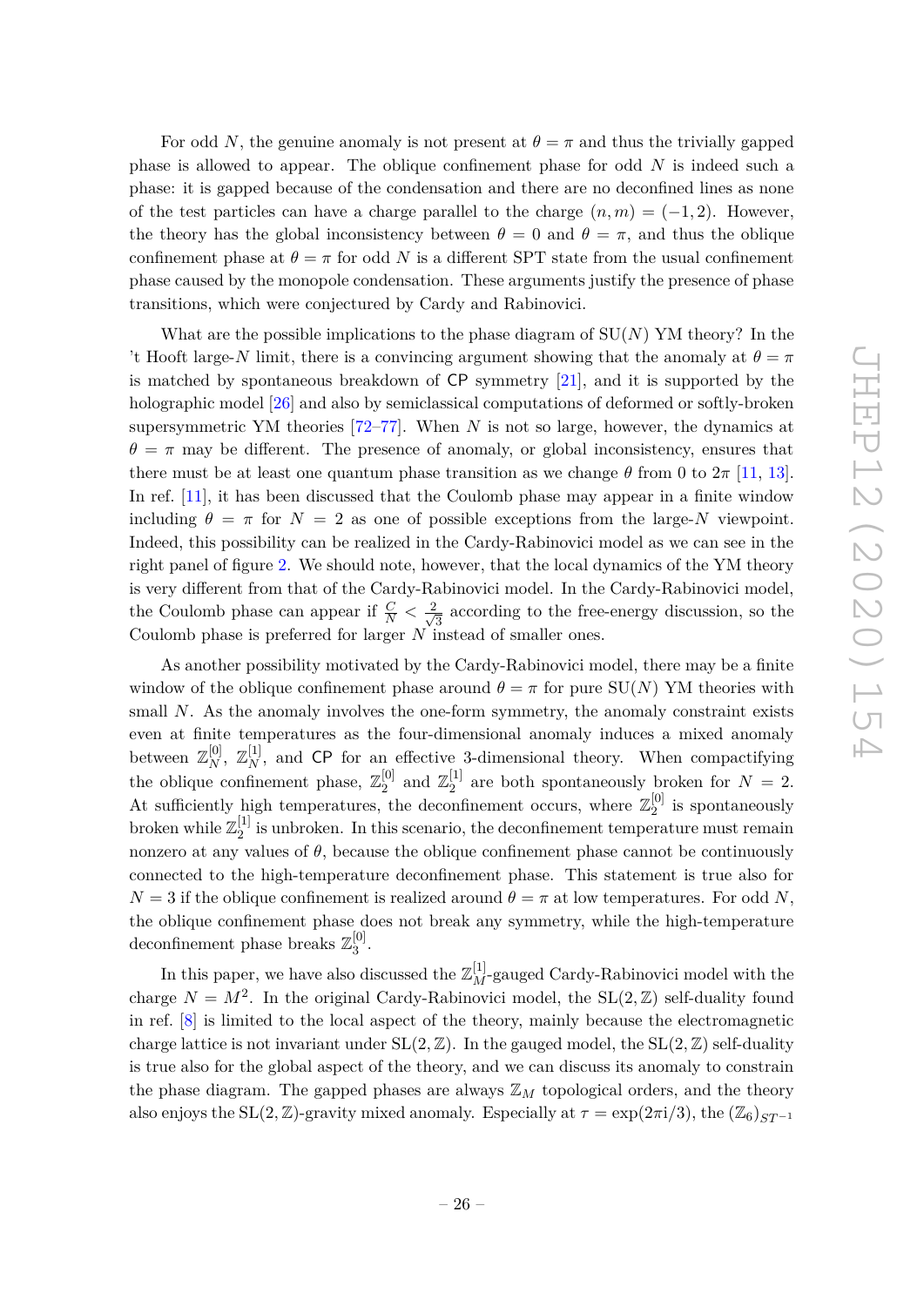For odd $N$, the genuine anomaly is not present at $\theta = \pi$ and thus the trivially gapped phase is allowed to appear. The oblique confinement phase for odd $N$ is indeed such a phase: it is gapped because of the condensation and there are no deconfined lines as none of the test particles can have a charge parallel to the charge $(n, m) = (-1, 2)$. However, the theory has the global inconsistency between $\theta = 0$ and $\theta = \pi$, and thus the oblique confinement phase at $\theta = \pi$ for odd $N$ is a different SPT state from the usual confinement phase caused by the monopole condensation. These arguments justify the presence of phase transitions, which were conjectured by Cardy and Rabinovici.

What are the possible implications to the phase diagram of $\mathrm{SU}(N)$ YM theory? In the 't Hooft large-$N$ limit, there is a convincing argument showing that the anomaly at $\theta = \pi$ is matched by spontaneous breakdown of $\mathsf{CP}$ symmetry [21], and it is supported by the holographic model [26] and also by semiclassical computations of deformed or softly-broken supersymmetric YM theories [72–77]. When $N$ is not so large, however, the dynamics at $\theta = \pi$ may be different. The presence of anomaly, or global inconsistency, ensures that there must be at least one quantum phase transition as we change $\theta$ from 0 to $2\pi$ [11, 13]. In ref. [11], it has been discussed that the Coulomb phase may appear in a finite window including $\theta = \pi$ for $N = 2$ as one of possible exceptions from the large-$N$ viewpoint. Indeed, this possibility can be realized in the Cardy-Rabinovici model as we can see in the right panel of figure 2. We should note, however, that the local dynamics of the YM theory is very different from that of the Cardy-Rabinovici model. In the Cardy-Rabinovici model, the Coulomb phase can appear if $\frac{C}{N} < \frac{2}{\sqrt{3}}$ according to the free-energy discussion, so the Coulomb phase is preferred for larger $N$ instead of smaller ones.

As another possibility motivated by the Cardy-Rabinovici model, there may be a finite window of the oblique confinement phase around $\theta = \pi$ for pure $\mathrm{SU}(N)$ YM theories with small $N$. As the anomaly involves the one-form symmetry, the anomaly constraint exists even at finite temperatures as the four-dimensional anomaly induces a mixed anomaly between $\mathbb{Z}_N^{[0]}$, $\mathbb{Z}_N^{[1]}$, and $\mathsf{CP}$ for an effective 3-dimensional theory. When compactifying the oblique confinement phase, $\mathbb{Z}_2^{[0]}$ and $\mathbb{Z}_2^{[1]}$ are both spontaneously broken for $N = 2$. At sufficiently high temperatures, the deconfinement occurs, where $\mathbb{Z}_2^{[0]}$ is spontaneously broken while $\mathbb{Z}_2^{[1]}$ is unbroken. In this scenario, the deconfinement temperature must remain nonzero at any values of $\theta$, because the oblique confinement phase cannot be continuously connected to the high-temperature deconfinement phase. This statement is true also for $N = 3$ if the oblique confinement is realized around $\theta = \pi$ at low temperatures. For odd $N$, the oblique confinement phase does not break any symmetry, while the high-temperature deconfinement phase breaks $\mathbb{Z}_3^{[0]}$.

In this paper, we have also discussed the $\mathbb{Z}_M^{[1]}$-gauged Cardy-Rabinovici model with the charge $N = M^2$. In the original Cardy-Rabinovici model, the $\mathrm{SL}(2, \mathbb{Z})$ self-duality found in ref. [8] is limited to the local aspect of the theory, mainly because the electromagnetic charge lattice is not invariant under $\mathrm{SL}(2, \mathbb{Z})$. In the gauged model, the $\mathrm{SL}(2, \mathbb{Z})$ self-duality is true also for the global aspect of the theory, and we can discuss its anomaly to constrain the phase diagram. The gapped phases are always $\mathbb{Z}_M$ topological orders, and the theory also enjoys the $\mathrm{SL}(2, \mathbb{Z})$-gravity mixed anomaly. Especially at $\tau = \exp(2\pi \mathrm{i}/3)$, the $(\mathbb{Z}_6)_{ST^{-1}}$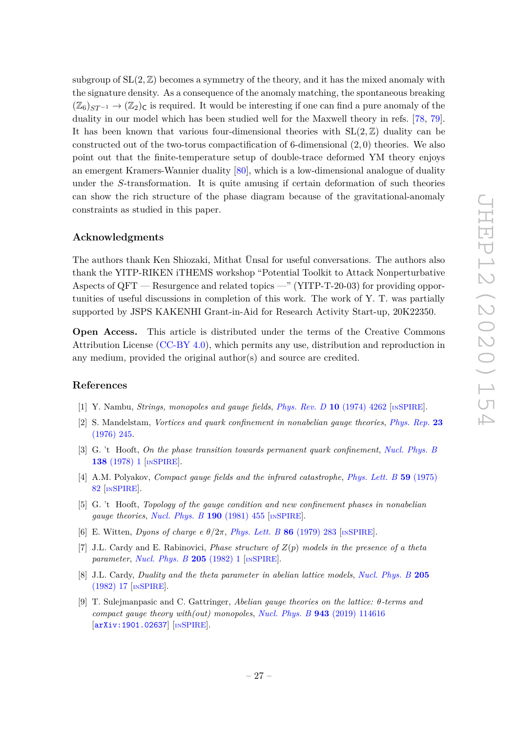subgroup of $\mathrm{SL}(2,\mathbb{Z})$ becomes a symmetry of the theory, and it has the mixed anomaly with the signature density. As a consequence of the anomaly matching, the spontaneous breaking $(\mathbb{Z}_6)_{ST^{-1}} \to (\mathbb{Z}_2)_{\mathsf{C}}$ is required. It would be interesting if one can find a pure anomaly of the duality in our model which has been studied well for the Maxwell theory in refs. [78, 79]. It has been known that various four-dimensional theories with $\mathrm{SL}(2,\mathbb{Z})$ duality can be constructed out of the two-torus compactification of 6-dimensional $(2,0)$ theories. We also point out that the finite-temperature setup of double-trace deformed YM theory enjoys an emergent Kramers-Wannier duality [80], which is a low-dimensional analogue of duality under the $S$-transformation. It is quite amusing if certain deformation of such theories can show the rich structure of the phase diagram because of the gravitational-anomaly constraints as studied in this paper.

## Acknowledgments

The authors thank Ken Shiozaki, Mithat Ünsal for useful conversations. The authors also thank the YITP-RIKEN iTHEMS workshop "Potential Toolkit to Attack Nonperturbative Aspects of QFT — Resurgence and related topics —" (YITP-T-20-03) for providing opportunities of useful discussions in completion of this work. The work of Y. T. was partially supported by JSPS KAKENHI Grant-in-Aid for Research Activity Start-up, 20K22350.

**Open Access.** This article is distributed under the terms of the Creative Commons Attribution License (CC-BY 4.0), which permits any use, distribution and reproduction in any medium, provided the original author(s) and source are credited.

## References

[1] Y. Nambu, *Strings, monopoles and gauge fields*, *Phys. Rev. D* **10** (1974) 4262 [INSPIRE].

[2] S. Mandelstam, *Vortices and quark confinement in nonabelian gauge theories*, *Phys. Rep.* **23** (1976) 245.

[3] G. 't Hooft, *On the phase transition towards permanent quark confinement*, *Nucl. Phys. B* **138** (1978) 1 [INSPIRE].

[4] A.M. Polyakov, *Compact gauge fields and the infrared catastrophe*, *Phys. Lett. B* **59** (1975) 82 [INSPIRE].

[5] G. 't Hooft, *Topology of the gauge condition and new confinement phases in nonabelian gauge theories*, *Nucl. Phys. B* **190** (1981) 455 [INSPIRE].

[6] E. Witten, *Dyons of charge e $\theta/2\pi$*, *Phys. Lett. B* **86** (1979) 283 [INSPIRE].

[7] J.L. Cardy and E. Rabinovici, *Phase structure of $Z(p)$ models in the presence of a theta parameter*, *Nucl. Phys. B* **205** (1982) 1 [INSPIRE].

[8] J.L. Cardy, *Duality and the theta parameter in abelian lattice models*, *Nucl. Phys. B* **205** (1982) 17 [INSPIRE].

[9] T. Sulejmanpasic and C. Gattringer, *Abelian gauge theories on the lattice: $\theta$-terms and compact gauge theory with(out) monopoles*, *Nucl. Phys. B* **943** (2019) 114616 [arXiv:1901.02637] [INSPIRE].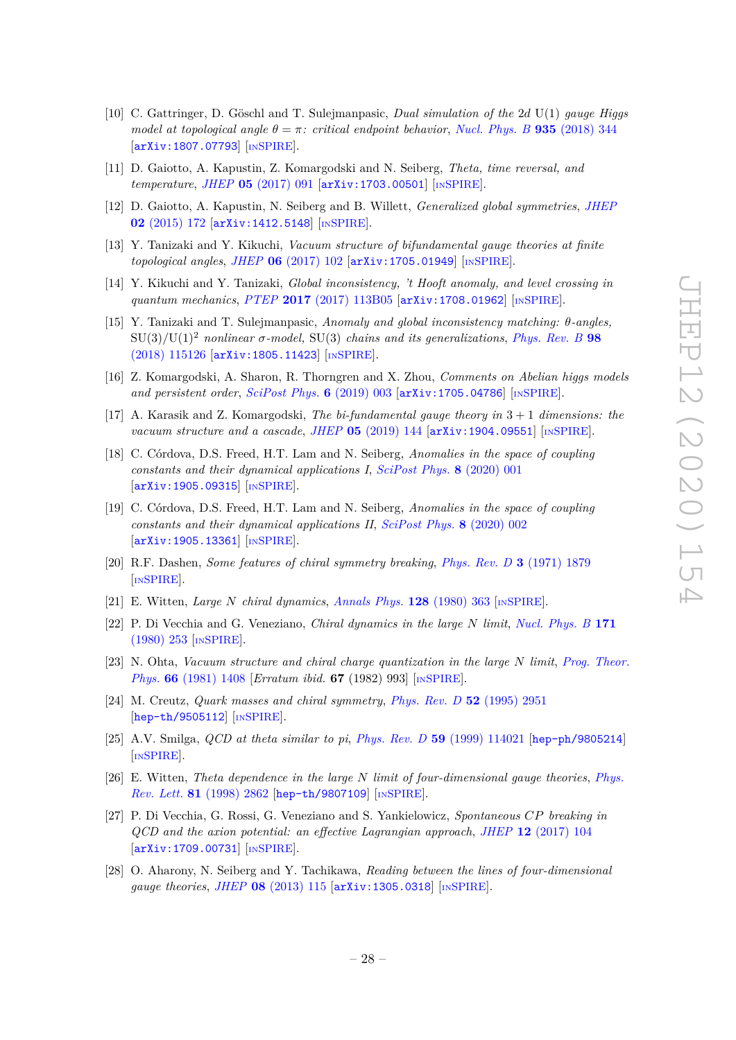[10] C. Gattringer, D. Göschl and T. Sulejmanpasic, *Dual simulation of the 2d* U(1) *gauge Higgs model at topological angle* $\theta = \pi$*: critical endpoint behavior*, *Nucl. Phys. B* **935** (2018) 344 [arXiv:1807.07793] [INSPIRE].

[11] D. Gaiotto, A. Kapustin, Z. Komargodski and N. Seiberg, *Theta, time reversal, and temperature*, *JHEP* **05** (2017) 091 [arXiv:1703.00501] [INSPIRE].

[12] D. Gaiotto, A. Kapustin, N. Seiberg and B. Willett, *Generalized global symmetries*, *JHEP* **02** (2015) 172 [arXiv:1412.5148] [INSPIRE].

[13] Y. Tanizaki and Y. Kikuchi, *Vacuum structure of bifundamental gauge theories at finite topological angles*, *JHEP* **06** (2017) 102 [arXiv:1705.01949] [INSPIRE].

[14] Y. Kikuchi and Y. Tanizaki, *Global inconsistency, 't Hooft anomaly, and level crossing in quantum mechanics*, *PTEP* **2017** (2017) 113B05 [arXiv:1708.01962] [INSPIRE].

[15] Y. Tanizaki and T. Sulejmanpasic, *Anomaly and global inconsistency matching: θ-angles,* $\mathrm{SU}(3)/\mathrm{U}(1)^2$ *nonlinear σ-model,* SU(3) *chains and its generalizations*, *Phys. Rev. B* **98** (2018) 115126 [arXiv:1805.11423] [INSPIRE].

[16] Z. Komargodski, A. Sharon, R. Thorngren and X. Zhou, *Comments on Abelian higgs models and persistent order*, *SciPost Phys.* **6** (2019) 003 [arXiv:1705.04786] [INSPIRE].

[17] A. Karasik and Z. Komargodski, *The bi-fundamental gauge theory in* $3+1$ *dimensions: the vacuum structure and a cascade*, *JHEP* **05** (2019) 144 [arXiv:1904.09551] [INSPIRE].

[18] C. Córdova, D.S. Freed, H.T. Lam and N. Seiberg, *Anomalies in the space of coupling constants and their dynamical applications I*, *SciPost Phys.* **8** (2020) 001 [arXiv:1905.09315] [INSPIRE].

[19] C. Córdova, D.S. Freed, H.T. Lam and N. Seiberg, *Anomalies in the space of coupling constants and their dynamical applications II*, *SciPost Phys.* **8** (2020) 002 [arXiv:1905.13361] [INSPIRE].

[20] R.F. Dashen, *Some features of chiral symmetry breaking*, *Phys. Rev. D* **3** (1971) 1879 [INSPIRE].

[21] E. Witten, *Large N chiral dynamics*, *Annals Phys.* **128** (1980) 363 [INSPIRE].

[22] P. Di Vecchia and G. Veneziano, *Chiral dynamics in the large N limit*, *Nucl. Phys. B* **171** (1980) 253 [INSPIRE].

[23] N. Ohta, *Vacuum structure and chiral charge quantization in the large N limit*, *Prog. Theor. Phys.* **66** (1981) 1408 [*Erratum ibid.* **67** (1982) 993] [INSPIRE].

[24] M. Creutz, *Quark masses and chiral symmetry*, *Phys. Rev. D* **52** (1995) 2951 [hep-th/9505112] [INSPIRE].

[25] A.V. Smilga, *QCD at theta similar to pi*, *Phys. Rev. D* **59** (1999) 114021 [hep-ph/9805214] [INSPIRE].

[26] E. Witten, *Theta dependence in the large N limit of four-dimensional gauge theories*, *Phys. Rev. Lett.* **81** (1998) 2862 [hep-th/9807109] [INSPIRE].

[27] P. Di Vecchia, G. Rossi, G. Veneziano and S. Yankielowicz, *Spontaneous CP breaking in QCD and the axion potential: an effective Lagrangian approach*, *JHEP* **12** (2017) 104 [arXiv:1709.00731] [INSPIRE].

[28] O. Aharony, N. Seiberg and Y. Tachikawa, *Reading between the lines of four-dimensional gauge theories*, *JHEP* **08** (2013) 115 [arXiv:1305.0318] [INSPIRE].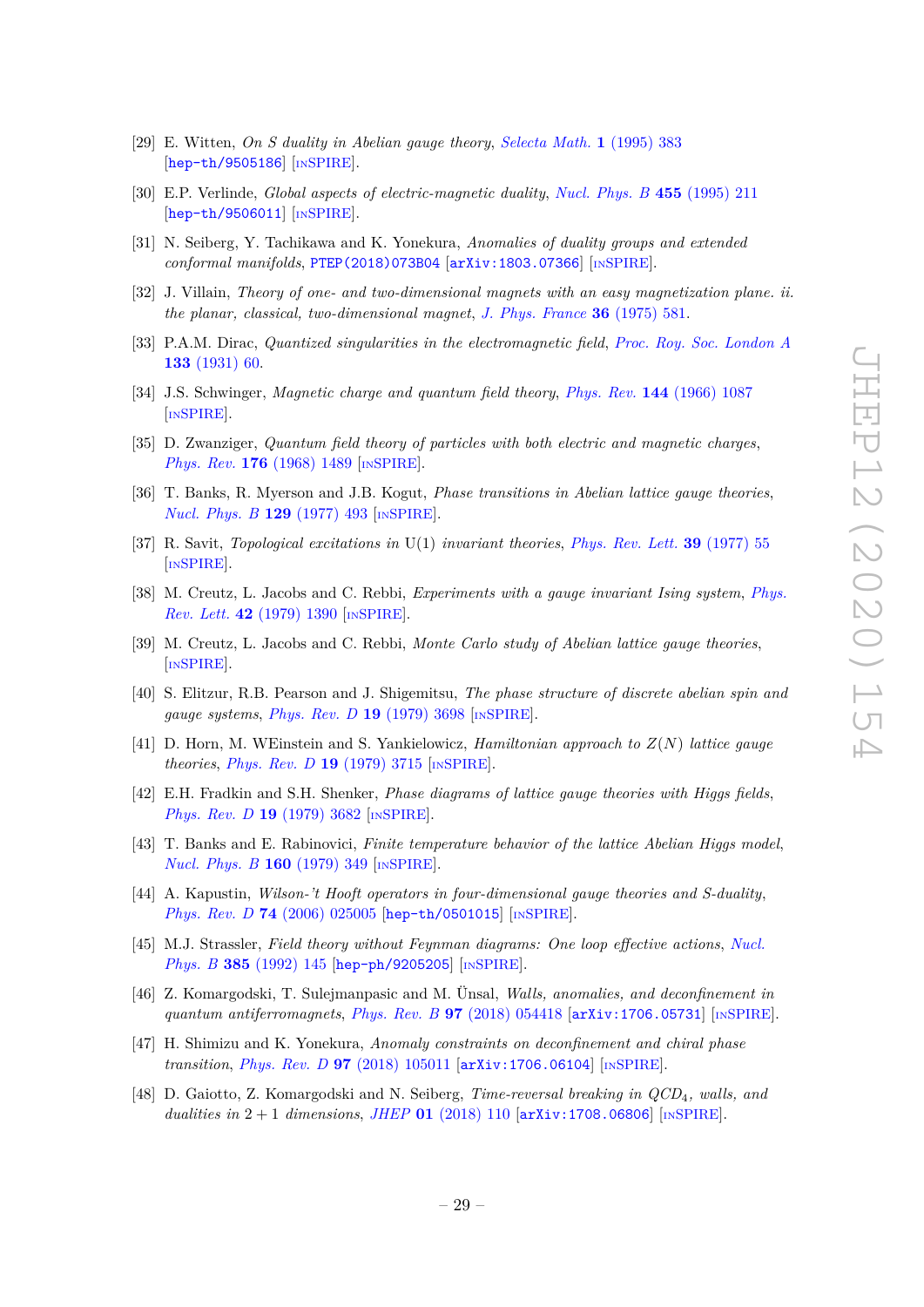[29] E. Witten, *On S duality in Abelian gauge theory*, *Selecta Math.* **1** (1995) 383 [hep-th/9505186] [INSPIRE].

[30] E.P. Verlinde, *Global aspects of electric-magnetic duality*, *Nucl. Phys. B* **455** (1995) 211 [hep-th/9506011] [INSPIRE].

[31] N. Seiberg, Y. Tachikawa and K. Yonekura, *Anomalies of duality groups and extended conformal manifolds*, PTEP(2018)073B04 [arXiv:1803.07366] [INSPIRE].

[32] J. Villain, *Theory of one- and two-dimensional magnets with an easy magnetization plane. ii. the planar, classical, two-dimensional magnet*, *J. Phys. France* **36** (1975) 581.

[33] P.A.M. Dirac, *Quantized singularities in the electromagnetic field*, *Proc. Roy. Soc. London A* **133** (1931) 60.

[34] J.S. Schwinger, *Magnetic charge and quantum field theory*, *Phys. Rev.* **144** (1966) 1087 [INSPIRE].

[35] D. Zwanziger, *Quantum field theory of particles with both electric and magnetic charges*, *Phys. Rev.* **176** (1968) 1489 [INSPIRE].

[36] T. Banks, R. Myerson and J.B. Kogut, *Phase transitions in Abelian lattice gauge theories*, *Nucl. Phys. B* **129** (1977) 493 [INSPIRE].

[37] R. Savit, *Topological excitations in* U(1) *invariant theories*, *Phys. Rev. Lett.* **39** (1977) 55 [INSPIRE].

[38] M. Creutz, L. Jacobs and C. Rebbi, *Experiments with a gauge invariant Ising system*, *Phys. Rev. Lett.* **42** (1979) 1390 [INSPIRE].

[39] M. Creutz, L. Jacobs and C. Rebbi, *Monte Carlo study of Abelian lattice gauge theories*, [INSPIRE].

[40] S. Elitzur, R.B. Pearson and J. Shigemitsu, *The phase structure of discrete abelian spin and gauge systems*, *Phys. Rev. D* **19** (1979) 3698 [INSPIRE].

[41] D. Horn, M. WEinstein and S. Yankielowicz, *Hamiltonian approach to $Z(N)$ lattice gauge theories*, *Phys. Rev. D* **19** (1979) 3715 [INSPIRE].

[42] E.H. Fradkin and S.H. Shenker, *Phase diagrams of lattice gauge theories with Higgs fields*, *Phys. Rev. D* **19** (1979) 3682 [INSPIRE].

[43] T. Banks and E. Rabinovici, *Finite temperature behavior of the lattice Abelian Higgs model*, *Nucl. Phys. B* **160** (1979) 349 [INSPIRE].

[44] A. Kapustin, *Wilson-'t Hooft operators in four-dimensional gauge theories and S-duality*, *Phys. Rev. D* **74** (2006) 025005 [hep-th/0501015] [INSPIRE].

[45] M.J. Strassler, *Field theory without Feynman diagrams: One loop effective actions*, *Nucl. Phys. B* **385** (1992) 145 [hep-ph/9205205] [INSPIRE].

[46] Z. Komargodski, T. Sulejmanpasic and M. Ünsal, *Walls, anomalies, and deconfinement in quantum antiferromagnets*, *Phys. Rev. B* **97** (2018) 054418 [arXiv:1706.05731] [INSPIRE].

[47] H. Shimizu and K. Yonekura, *Anomaly constraints on deconfinement and chiral phase transition*, *Phys. Rev. D* **97** (2018) 105011 [arXiv:1706.06104] [INSPIRE].

[48] D. Gaiotto, Z. Komargodski and N. Seiberg, *Time-reversal breaking in QCD$_4$, walls, and dualities in $2+1$ dimensions*, *JHEP* **01** (2018) 110 [arXiv:1708.06806] [INSPIRE].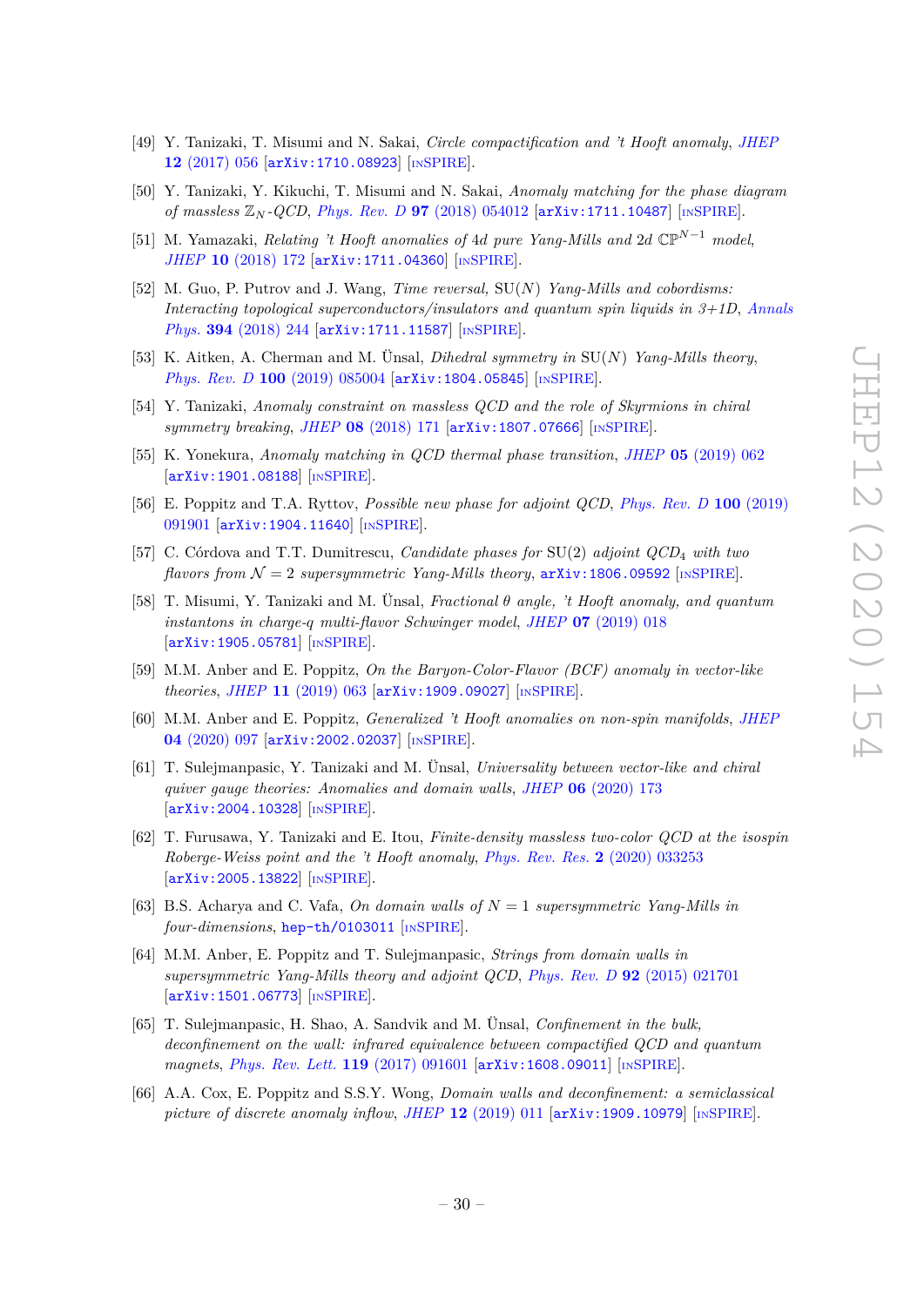[49] Y. Tanizaki, T. Misumi and N. Sakai, *Circle compactification and 't Hooft anomaly*, JHEP **12** (2017) 056 [arXiv:1710.08923] [INSPIRE].

[50] Y. Tanizaki, Y. Kikuchi, T. Misumi and N. Sakai, *Anomaly matching for the phase diagram of massless $\mathbb{Z}_N$-QCD*, Phys. Rev. D **97** (2018) 054012 [arXiv:1711.10487] [INSPIRE].

[51] M. Yamazaki, *Relating 't Hooft anomalies of 4d pure Yang-Mills and 2d $\mathbb{CP}^{N-1}$ model*, JHEP **10** (2018) 172 [arXiv:1711.04360] [INSPIRE].

[52] M. Guo, P. Putrov and J. Wang, *Time reversal, SU(N) Yang-Mills and cobordisms: Interacting topological superconductors/insulators and quantum spin liquids in 3+1D*, Annals Phys. **394** (2018) 244 [arXiv:1711.11587] [INSPIRE].

[53] K. Aitken, A. Cherman and M. Ünsal, *Dihedral symmetry in SU(N) Yang-Mills theory*, Phys. Rev. D **100** (2019) 085004 [arXiv:1804.05845] [INSPIRE].

[54] Y. Tanizaki, *Anomaly constraint on massless QCD and the role of Skyrmions in chiral symmetry breaking*, JHEP **08** (2018) 171 [arXiv:1807.07666] [INSPIRE].

[55] K. Yonekura, *Anomaly matching in QCD thermal phase transition*, JHEP **05** (2019) 062 [arXiv:1901.08188] [INSPIRE].

[56] E. Poppitz and T.A. Ryttov, *Possible new phase for adjoint QCD*, Phys. Rev. D **100** (2019) 091901 [arXiv:1904.11640] [INSPIRE].

[57] C. Córdova and T.T. Dumitrescu, *Candidate phases for SU(2) adjoint QCD$_4$ with two flavors from $\mathcal{N}=2$ supersymmetric Yang-Mills theory*, arXiv:1806.09592 [INSPIRE].

[58] T. Misumi, Y. Tanizaki and M. Ünsal, *Fractional θ angle, 't Hooft anomaly, and quantum instantons in charge-q multi-flavor Schwinger model*, JHEP **07** (2019) 018 [arXiv:1905.05781] [INSPIRE].

[59] M.M. Anber and E. Poppitz, *On the Baryon-Color-Flavor (BCF) anomaly in vector-like theories*, JHEP **11** (2019) 063 [arXiv:1909.09027] [INSPIRE].

[60] M.M. Anber and E. Poppitz, *Generalized 't Hooft anomalies on non-spin manifolds*, JHEP **04** (2020) 097 [arXiv:2002.02037] [INSPIRE].

[61] T. Sulejmanpasic, Y. Tanizaki and M. Ünsal, *Universality between vector-like and chiral quiver gauge theories: Anomalies and domain walls*, JHEP **06** (2020) 173 [arXiv:2004.10328] [INSPIRE].

[62] T. Furusawa, Y. Tanizaki and E. Itou, *Finite-density massless two-color QCD at the isospin Roberge-Weiss point and the 't Hooft anomaly*, Phys. Rev. Res. **2** (2020) 033253 [arXiv:2005.13822] [INSPIRE].

[63] B.S. Acharya and C. Vafa, *On domain walls of $N=1$ supersymmetric Yang-Mills in four-dimensions*, hep-th/0103011 [INSPIRE].

[64] M.M. Anber, E. Poppitz and T. Sulejmanpasic, *Strings from domain walls in supersymmetric Yang-Mills theory and adjoint QCD*, Phys. Rev. D **92** (2015) 021701 [arXiv:1501.06773] [INSPIRE].

[65] T. Sulejmanpasic, H. Shao, A. Sandvik and M. Ünsal, *Confinement in the bulk, deconfinement on the wall: infrared equivalence between compactified QCD and quantum magnets*, Phys. Rev. Lett. **119** (2017) 091601 [arXiv:1608.09011] [INSPIRE].

[66] A.A. Cox, E. Poppitz and S.S.Y. Wong, *Domain walls and deconfinement: a semiclassical picture of discrete anomaly inflow*, JHEP **12** (2019) 011 [arXiv:1909.10979] [INSPIRE].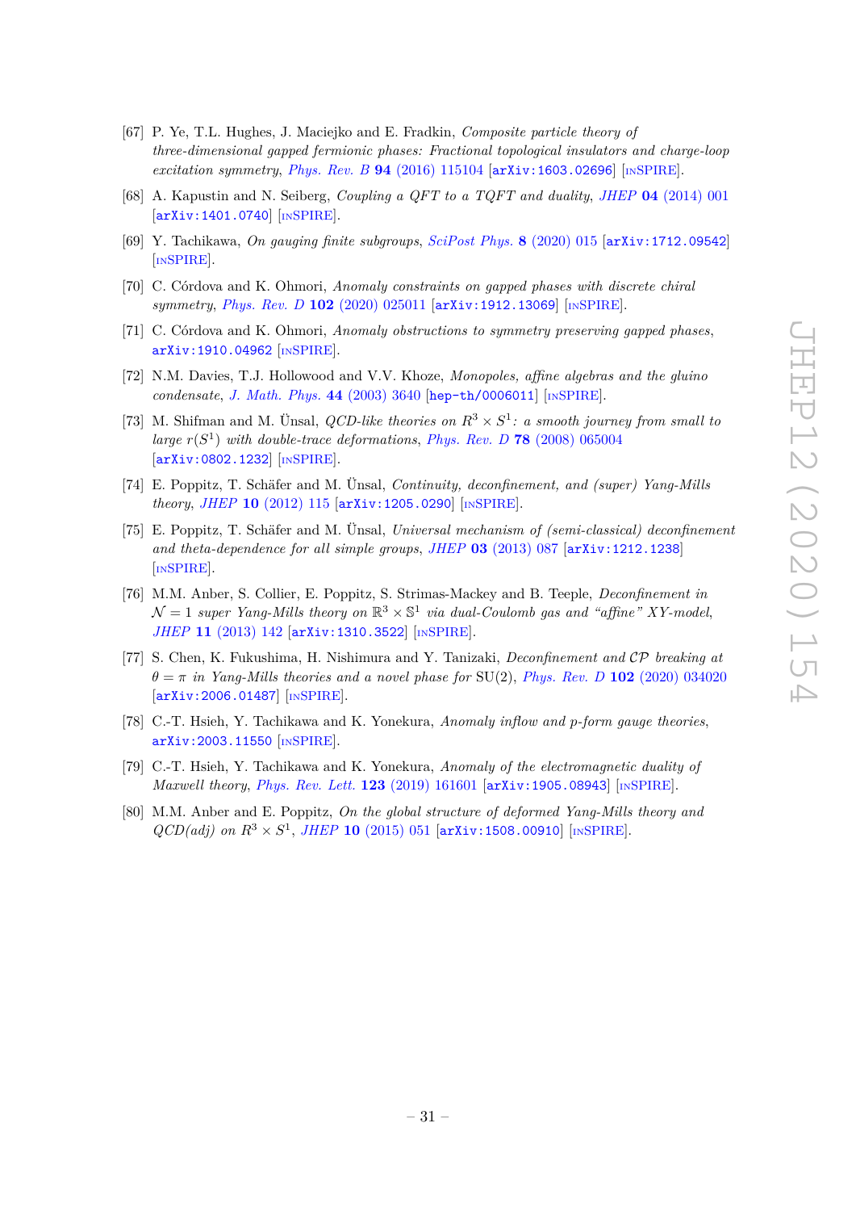[67] P. Ye, T.L. Hughes, J. Maciejko and E. Fradkin, *Composite particle theory of three-dimensional gapped fermionic phases: Fractional topological insulators and charge-loop excitation symmetry*, *Phys. Rev. B* **94** (2016) 115104 [arXiv:1603.02696] [INSPIRE].

[68] A. Kapustin and N. Seiberg, *Coupling a QFT to a TQFT and duality*, *JHEP* **04** (2014) 001 [arXiv:1401.0740] [INSPIRE].

[69] Y. Tachikawa, *On gauging finite subgroups*, *SciPost Phys.* **8** (2020) 015 [arXiv:1712.09542] [INSPIRE].

[70] C. Córdova and K. Ohmori, *Anomaly constraints on gapped phases with discrete chiral symmetry*, *Phys. Rev. D* **102** (2020) 025011 [arXiv:1912.13069] [INSPIRE].

[71] C. Córdova and K. Ohmori, *Anomaly obstructions to symmetry preserving gapped phases*, arXiv:1910.04962 [INSPIRE].

[72] N.M. Davies, T.J. Hollowood and V.V. Khoze, *Monopoles, affine algebras and the gluino condensate*, *J. Math. Phys.* **44** (2003) 3640 [hep-th/0006011] [INSPIRE].

[73] M. Shifman and M. Ünsal, *QCD-like theories on $R^3 \times S^1$: a smooth journey from small to large $r(S^1)$ with double-trace deformations*, *Phys. Rev. D* **78** (2008) 065004 [arXiv:0802.1232] [INSPIRE].

[74] E. Poppitz, T. Schäfer and M. Ünsal, *Continuity, deconfinement, and (super) Yang-Mills theory*, *JHEP* **10** (2012) 115 [arXiv:1205.0290] [INSPIRE].

[75] E. Poppitz, T. Schäfer and M. Ünsal, *Universal mechanism of (semi-classical) deconfinement and theta-dependence for all simple groups*, *JHEP* **03** (2013) 087 [arXiv:1212.1238] [INSPIRE].

[76] M.M. Anber, S. Collier, E. Poppitz, S. Strimas-Mackey and B. Teeple, *Deconfinement in $\mathcal{N} = 1$ super Yang-Mills theory on $\mathbb{R}^3 \times \mathbb{S}^1$ via dual-Coulomb gas and "affine" XY-model*, *JHEP* **11** (2013) 142 [arXiv:1310.3522] [INSPIRE].

[77] S. Chen, K. Fukushima, H. Nishimura and Y. Tanizaki, *Deconfinement and $\mathcal{CP}$ breaking at $\theta = \pi$ in Yang-Mills theories and a novel phase for SU(2)*, *Phys. Rev. D* **102** (2020) 034020 [arXiv:2006.01487] [INSPIRE].

[78] C.-T. Hsieh, Y. Tachikawa and K. Yonekura, *Anomaly inflow and p-form gauge theories*, arXiv:2003.11550 [INSPIRE].

[79] C.-T. Hsieh, Y. Tachikawa and K. Yonekura, *Anomaly of the electromagnetic duality of Maxwell theory*, *Phys. Rev. Lett.* **123** (2019) 161601 [arXiv:1905.08943] [INSPIRE].

[80] M.M. Anber and E. Poppitz, *On the global structure of deformed Yang-Mills theory and QCD(adj) on $R^3 \times S^1$*, *JHEP* **10** (2015) 051 [arXiv:1508.00910] [INSPIRE].